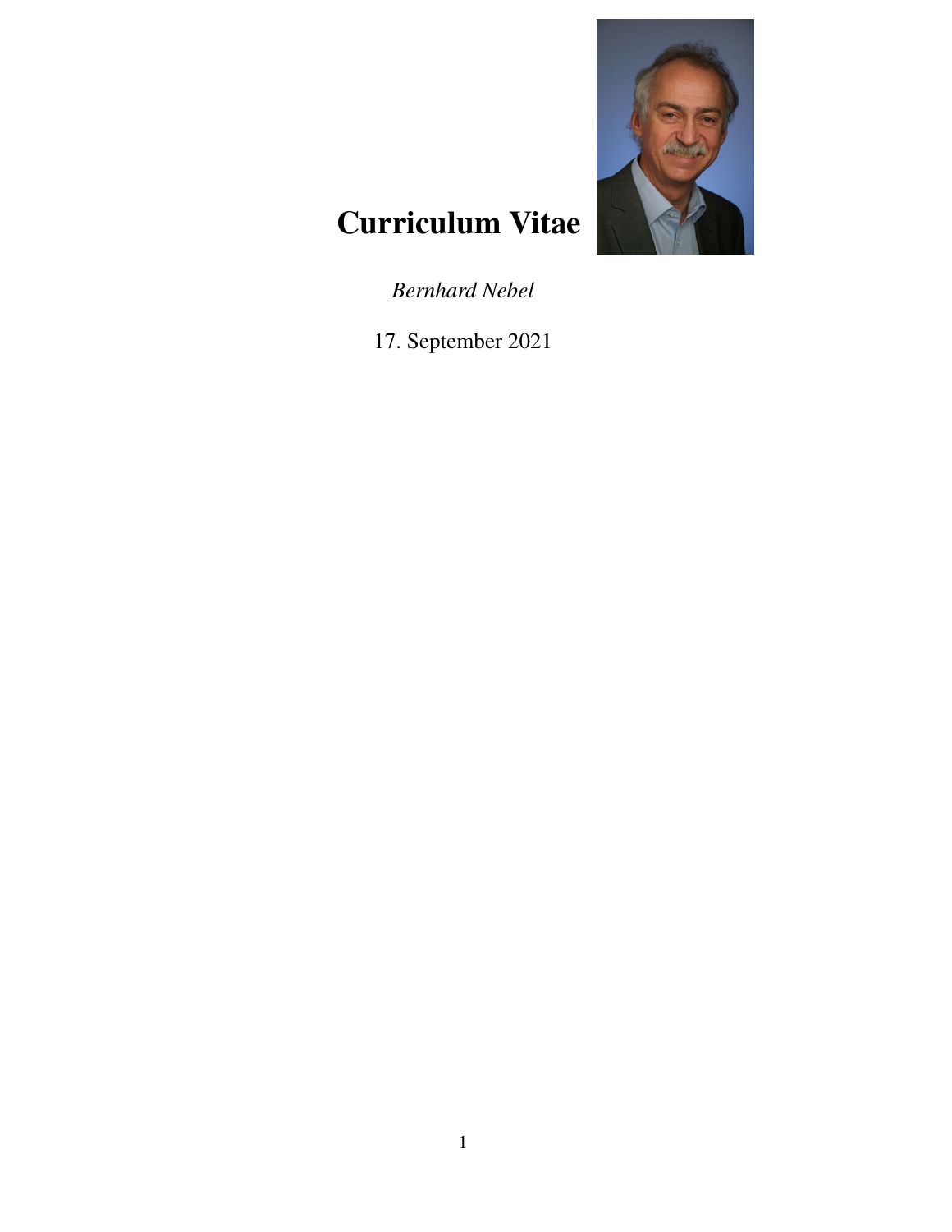# Curriculum Vitae

*Bernhard Nebel*

17. September 2021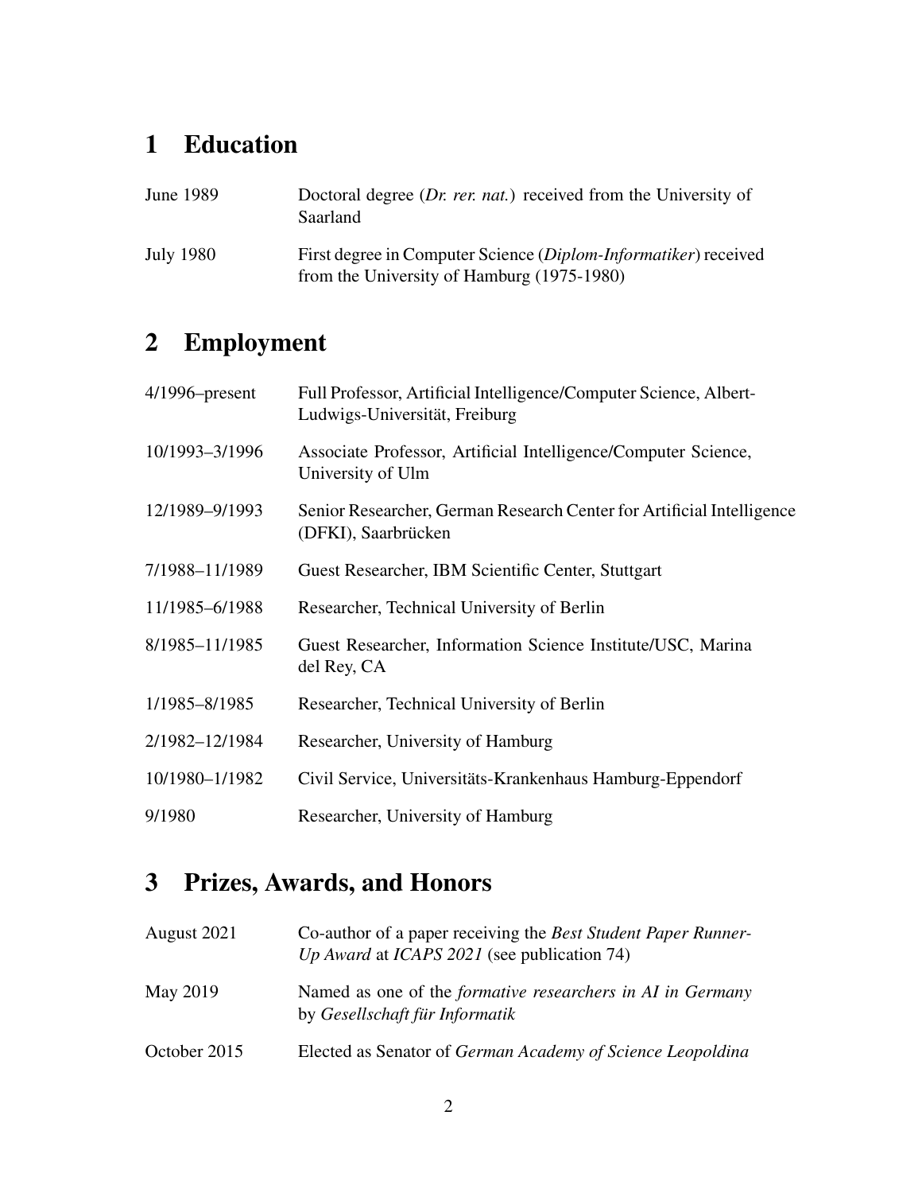# 1 Education

| | |
|---|---|
| June 1989 | Doctoral degree (*Dr. rer. nat.*) received from the University of Saarland |
| July 1980 | First degree in Computer Science (*Diplom-Informatiker*) received from the University of Hamburg (1975-1980) |

# 2 Employment

| | |
|---|---|
| 4/1996–present | Full Professor, Artificial Intelligence/Computer Science, Albert-Ludwigs-Universität, Freiburg |
| 10/1993–3/1996 | Associate Professor, Artificial Intelligence/Computer Science, University of Ulm |
| 12/1989–9/1993 | Senior Researcher, German Research Center for Artificial Intelligence (DFKI), Saarbrücken |
| 7/1988–11/1989 | Guest Researcher, IBM Scientific Center, Stuttgart |
| 11/1985–6/1988 | Researcher, Technical University of Berlin |
| 8/1985–11/1985 | Guest Researcher, Information Science Institute/USC, Marina del Rey, CA |
| 1/1985–8/1985 | Researcher, Technical University of Berlin |
| 2/1982–12/1984 | Researcher, University of Hamburg |
| 10/1980–1/1982 | Civil Service, Universitäts-Krankenhaus Hamburg-Eppendorf |
| 9/1980 | Researcher, University of Hamburg |

# 3 Prizes, Awards, and Honors

| | |
|---|---|
| August 2021 | Co-author of a paper receiving the *Best Student Paper Runner-Up Award* at *ICAPS 2021* (see publication 74) |
| May 2019 | Named as one of the *formative researchers in AI in Germany* by *Gesellschaft für Informatik* |
| October 2015 | Elected as Senator of *German Academy of Science Leopoldina* |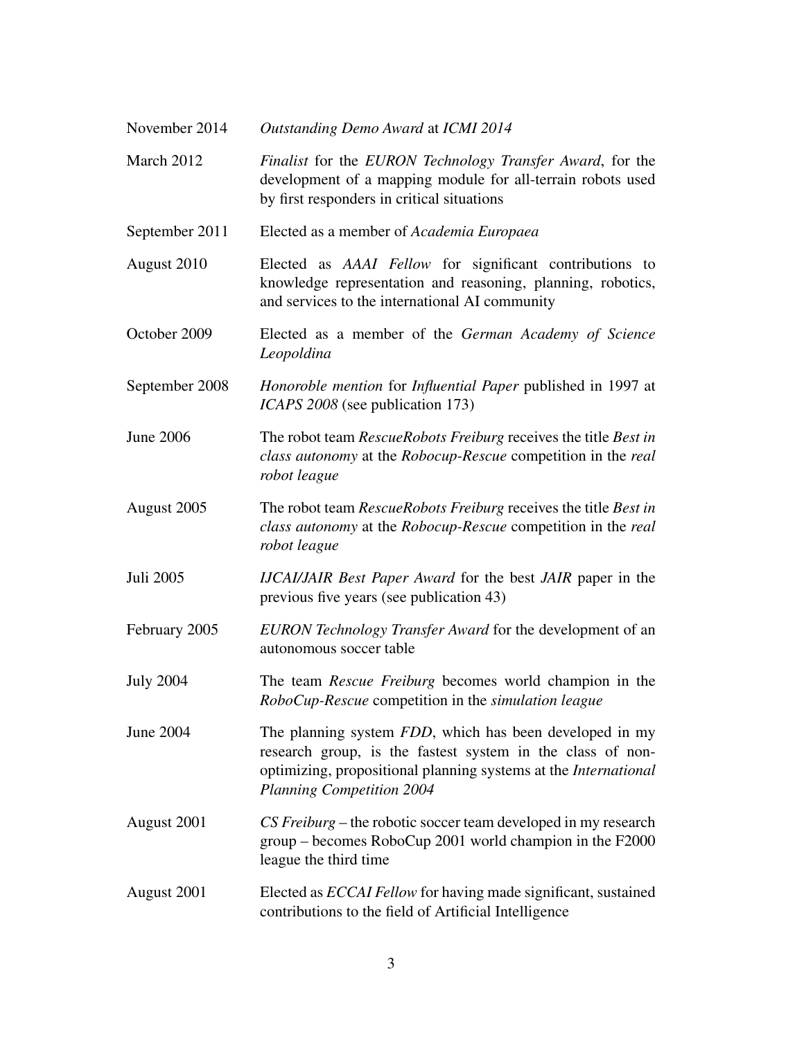| | |
|---|---|
| November 2014 | *Outstanding Demo Award* at *ICMI 2014* |
| March 2012 | *Finalist* for the *EURON Technology Transfer Award*, for the development of a mapping module for all-terrain robots used by first responders in critical situations |
| September 2011 | Elected as a member of *Academia Europaea* |
| August 2010 | Elected as *AAAI Fellow* for significant contributions to knowledge representation and reasoning, planning, robotics, and services to the international AI community |
| October 2009 | Elected as a member of the *German Academy of Science Leopoldina* |
| September 2008 | *Honoroble mention* for *Influential Paper* published in 1997 at *ICAPS 2008* (see publication 173) |
| June 2006 | The robot team *RescueRobots Freiburg* receives the title *Best in class autonomy* at the *Robocup-Rescue* competition in the *real robot league* |
| August 2005 | The robot team *RescueRobots Freiburg* receives the title *Best in class autonomy* at the *Robocup-Rescue* competition in the *real robot league* |
| Juli 2005 | *IJCAI/JAIR Best Paper Award* for the best *JAIR* paper in the previous five years (see publication 43) |
| February 2005 | *EURON Technology Transfer Award* for the development of an autonomous soccer table |
| July 2004 | The team *Rescue Freiburg* becomes world champion in the *RoboCup-Rescue* competition in the *simulation league* |
| June 2004 | The planning system *FDD*, which has been developed in my research group, is the fastest system in the class of non-optimizing, propositional planning systems at the *International Planning Competition 2004* |
| August 2001 | *CS Freiburg* – the robotic soccer team developed in my research group – becomes RoboCup 2001 world champion in the F2000 league the third time |
| August 2001 | Elected as *ECCAI Fellow* for having made significant, sustained contributions to the field of Artificial Intelligence |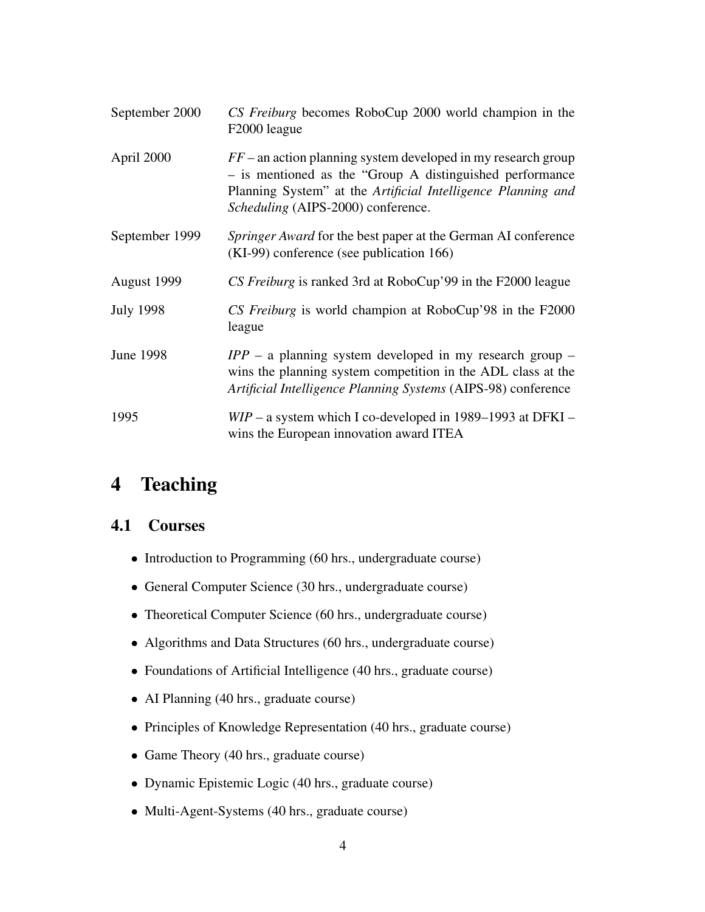| | |
|---|---|
| September 2000 | *CS Freiburg* becomes RoboCup 2000 world champion in the F2000 league |
| April 2000 | *FF* – an action planning system developed in my research group – is mentioned as the "Group A distinguished performance Planning System" at the *Artificial Intelligence Planning and Scheduling* (AIPS-2000) conference. |
| September 1999 | *Springer Award* for the best paper at the German AI conference (KI-99) conference (see publication 166) |
| August 1999 | *CS Freiburg* is ranked 3rd at RoboCup'99 in the F2000 league |
| July 1998 | *CS Freiburg* is world champion at RoboCup'98 in the F2000 league |
| June 1998 | *IPP* – a planning system developed in my research group – wins the planning system competition in the ADL class at the *Artificial Intelligence Planning Systems* (AIPS-98) conference |
| 1995 | *WIP* – a system which I co-developed in 1989–1993 at DFKI – wins the European innovation award ITEA |

# 4 Teaching

## 4.1 Courses

- Introduction to Programming (60 hrs., undergraduate course)
- General Computer Science (30 hrs., undergraduate course)
- Theoretical Computer Science (60 hrs., undergraduate course)
- Algorithms and Data Structures (60 hrs., undergraduate course)
- Foundations of Artificial Intelligence (40 hrs., graduate course)
- AI Planning (40 hrs., graduate course)
- Principles of Knowledge Representation (40 hrs., graduate course)
- Game Theory (40 hrs., graduate course)
- Dynamic Epistemic Logic (40 hrs., graduate course)
- Multi-Agent-Systems (40 hrs., graduate course)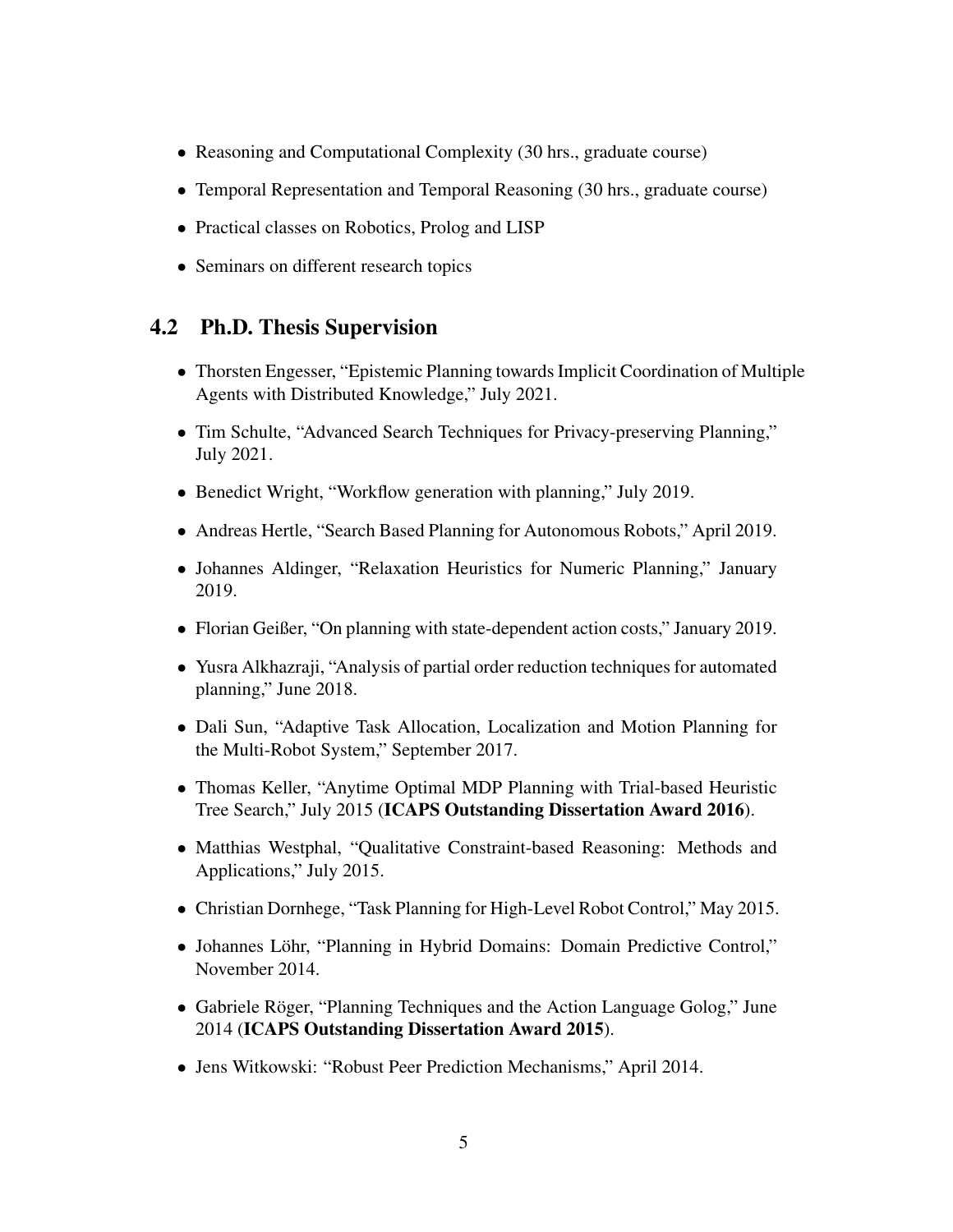- Reasoning and Computational Complexity (30 hrs., graduate course)
- Temporal Representation and Temporal Reasoning (30 hrs., graduate course)
- Practical classes on Robotics, Prolog and LISP
- Seminars on different research topics

## 4.2 Ph.D. Thesis Supervision

- Thorsten Engesser, "Epistemic Planning towards Implicit Coordination of Multiple Agents with Distributed Knowledge," July 2021.
- Tim Schulte, "Advanced Search Techniques for Privacy-preserving Planning," July 2021.
- Benedict Wright, "Workflow generation with planning," July 2019.
- Andreas Hertle, "Search Based Planning for Autonomous Robots," April 2019.
- Johannes Aldinger, "Relaxation Heuristics for Numeric Planning," January 2019.
- Florian Geißer, "On planning with state-dependent action costs," January 2019.
- Yusra Alkhazraji, "Analysis of partial order reduction techniques for automated planning," June 2018.
- Dali Sun, "Adaptive Task Allocation, Localization and Motion Planning for the Multi-Robot System," September 2017.
- Thomas Keller, "Anytime Optimal MDP Planning with Trial-based Heuristic Tree Search," July 2015 (**ICAPS Outstanding Dissertation Award 2016**).
- Matthias Westphal, "Qualitative Constraint-based Reasoning: Methods and Applications," July 2015.
- Christian Dornhege, "Task Planning for High-Level Robot Control," May 2015.
- Johannes Löhr, "Planning in Hybrid Domains: Domain Predictive Control," November 2014.
- Gabriele Röger, "Planning Techniques and the Action Language Golog," June 2014 (**ICAPS Outstanding Dissertation Award 2015**).
- Jens Witkowski: "Robust Peer Prediction Mechanisms," April 2014.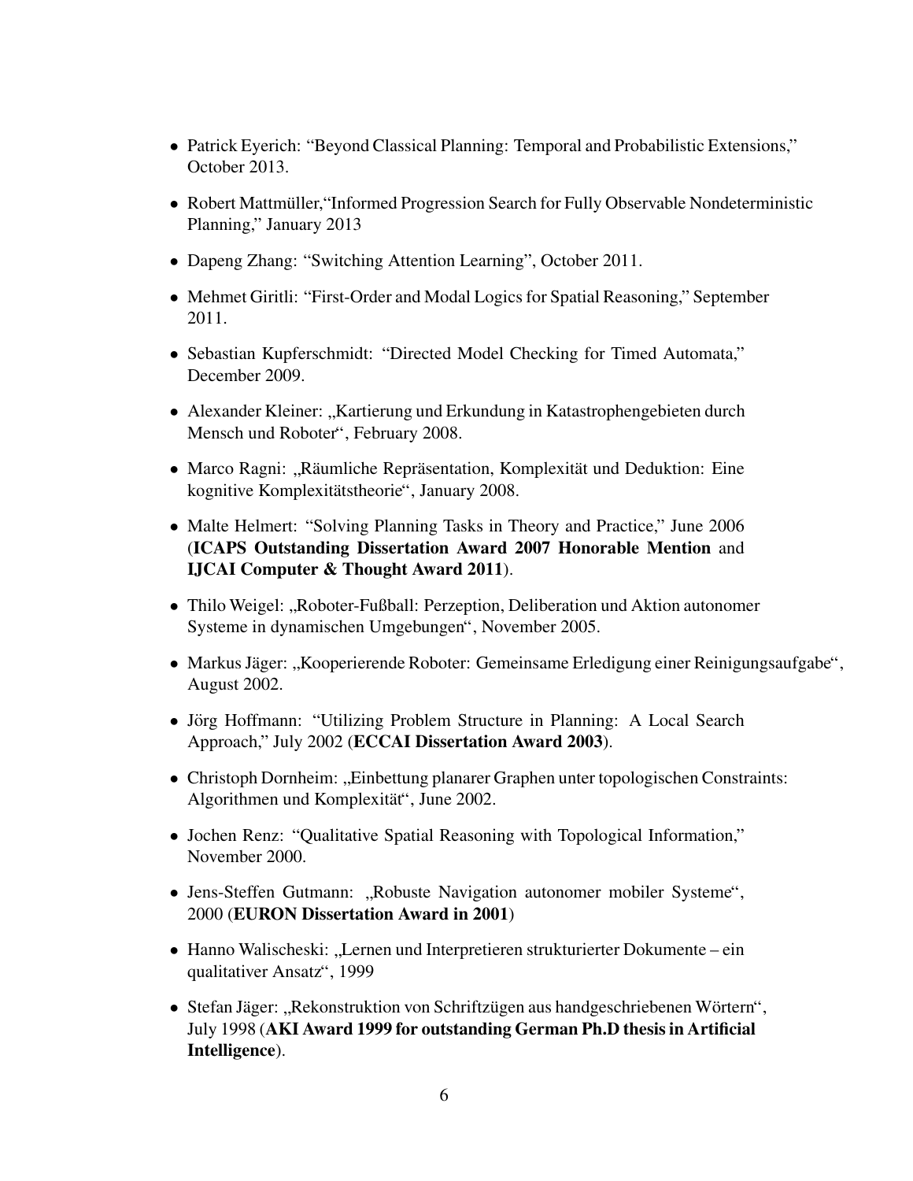- Patrick Eyerich: "Beyond Classical Planning: Temporal and Probabilistic Extensions," October 2013.
- Robert Mattmüller,"Informed Progression Search for Fully Observable Nondeterministic Planning," January 2013
- Dapeng Zhang: "Switching Attention Learning", October 2011.
- Mehmet Giritli: "First-Order and Modal Logics for Spatial Reasoning," September 2011.
- Sebastian Kupferschmidt: "Directed Model Checking for Timed Automata," December 2009.
- Alexander Kleiner: „Kartierung und Erkundung in Katastrophengebieten durch Mensch und Roboter", February 2008.
- Marco Ragni: „Räumliche Repräsentation, Komplexität und Deduktion: Eine kognitive Komplexitätstheorie", January 2008.
- Malte Helmert: "Solving Planning Tasks in Theory and Practice," June 2006 (**ICAPS Outstanding Dissertation Award 2007 Honorable Mention** and **IJCAI Computer & Thought Award 2011**).
- Thilo Weigel: „Roboter-Fußball: Perzeption, Deliberation und Aktion autonomer Systeme in dynamischen Umgebungen", November 2005.
- Markus Jäger: „Kooperierende Roboter: Gemeinsame Erledigung einer Reinigungsaufgabe", August 2002.
- Jörg Hoffmann: "Utilizing Problem Structure in Planning: A Local Search Approach," July 2002 (**ECCAI Dissertation Award 2003**).
- Christoph Dornheim: „Einbettung planarer Graphen unter topologischen Constraints: Algorithmen und Komplexität", June 2002.
- Jochen Renz: "Qualitative Spatial Reasoning with Topological Information," November 2000.
- Jens-Steffen Gutmann: „Robuste Navigation autonomer mobiler Systeme", 2000 (**EURON Dissertation Award in 2001**)
- Hanno Walischeski: „Lernen und Interpretieren strukturierter Dokumente – ein qualitativer Ansatz", 1999
- Stefan Jäger: „Rekonstruktion von Schriftzügen aus handgeschriebenen Wörtern", July 1998 (**AKI Award 1999 for outstanding German Ph.D thesis in Artificial Intelligence**).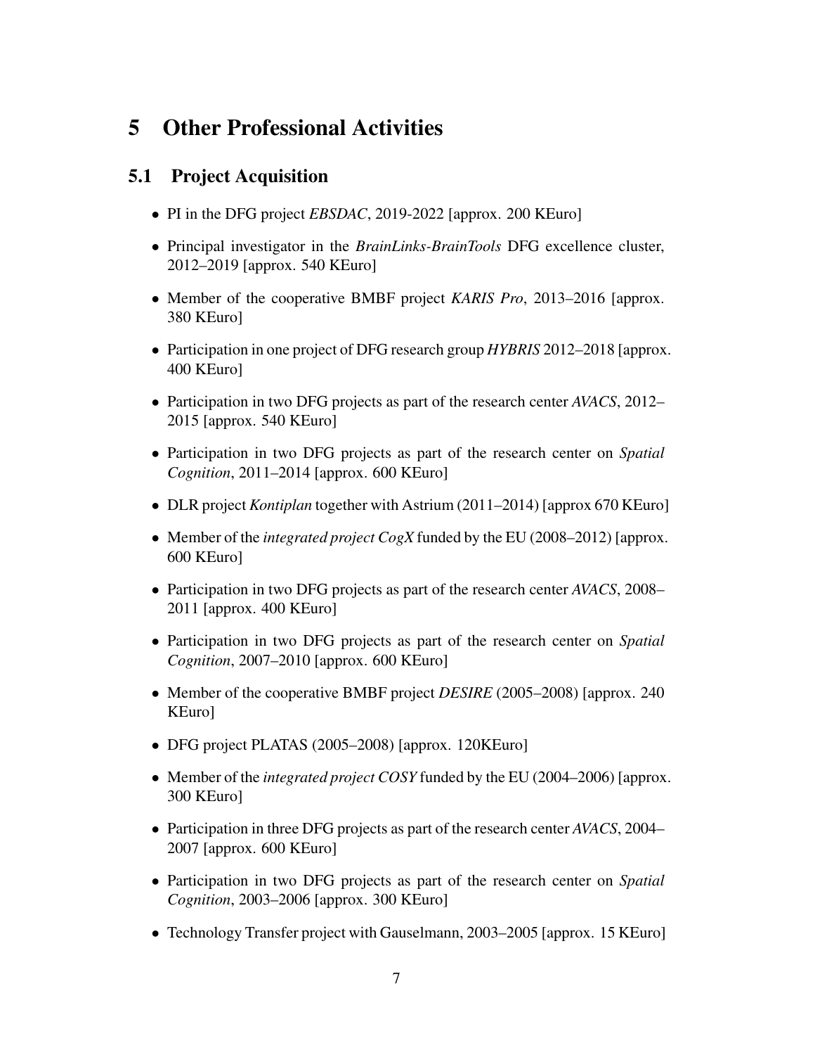# 5 Other Professional Activities

## 5.1 Project Acquisition

- PI in the DFG project *EBSDAC*, 2019-2022 [approx. 200 KEuro]
- Principal investigator in the *BrainLinks-BrainTools* DFG excellence cluster, 2012–2019 [approx. 540 KEuro]
- Member of the cooperative BMBF project *KARIS Pro*, 2013–2016 [approx. 380 KEuro]
- Participation in one project of DFG research group *HYBRIS* 2012–2018 [approx. 400 KEuro]
- Participation in two DFG projects as part of the research center *AVACS*, 2012–2015 [approx. 540 KEuro]
- Participation in two DFG projects as part of the research center on *Spatial Cognition*, 2011–2014 [approx. 600 KEuro]
- DLR project *Kontiplan* together with Astrium (2011–2014) [approx 670 KEuro]
- Member of the *integrated project CogX* funded by the EU (2008–2012) [approx. 600 KEuro]
- Participation in two DFG projects as part of the research center *AVACS*, 2008–2011 [approx. 400 KEuro]
- Participation in two DFG projects as part of the research center on *Spatial Cognition*, 2007–2010 [approx. 600 KEuro]
- Member of the cooperative BMBF project *DESIRE* (2005–2008) [approx. 240 KEuro]
- DFG project PLATAS (2005–2008) [approx. 120KEuro]
- Member of the *integrated project COSY* funded by the EU (2004–2006) [approx. 300 KEuro]
- Participation in three DFG projects as part of the research center *AVACS*, 2004–2007 [approx. 600 KEuro]
- Participation in two DFG projects as part of the research center on *Spatial Cognition*, 2003–2006 [approx. 300 KEuro]
- Technology Transfer project with Gauselmann, 2003–2005 [approx. 15 KEuro]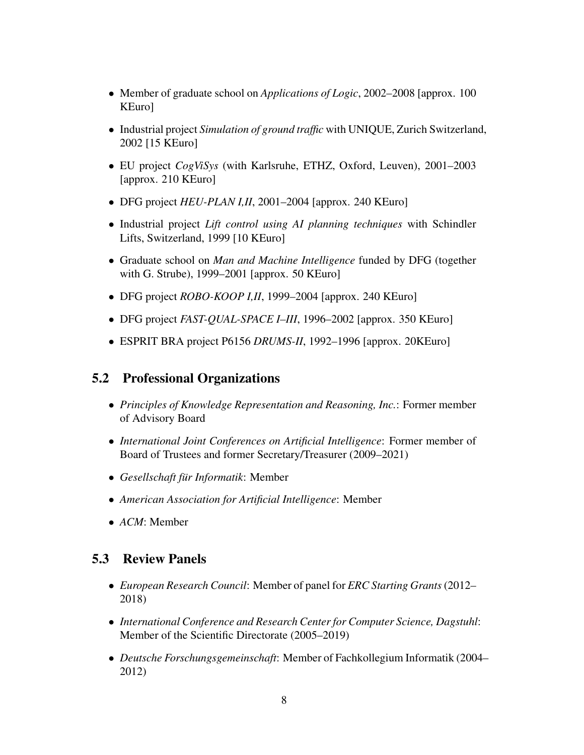- Member of graduate school on *Applications of Logic*, 2002–2008 [approx. 100 KEuro]
- Industrial project *Simulation of ground traffic* with UNIQUE, Zurich Switzerland, 2002 [15 KEuro]
- EU project *CogViSys* (with Karlsruhe, ETHZ, Oxford, Leuven), 2001–2003 [approx. 210 KEuro]
- DFG project *HEU-PLAN I,II*, 2001–2004 [approx. 240 KEuro]
- Industrial project *Lift control using AI planning techniques* with Schindler Lifts, Switzerland, 1999 [10 KEuro]
- Graduate school on *Man and Machine Intelligence* funded by DFG (together with G. Strube), 1999–2001 [approx. 50 KEuro]
- DFG project *ROBO-KOOP I,II*, 1999–2004 [approx. 240 KEuro]
- DFG project *FAST-QUAL-SPACE I–III*, 1996–2002 [approx. 350 KEuro]
- ESPRIT BRA project P6156 *DRUMS-II*, 1992–1996 [approx. 20KEuro]

## 5.2 Professional Organizations

- *Principles of Knowledge Representation and Reasoning, Inc.*: Former member of Advisory Board
- *International Joint Conferences on Artificial Intelligence*: Former member of Board of Trustees and former Secretary/Treasurer (2009–2021)
- *Gesellschaft für Informatik*: Member
- *American Association for Artificial Intelligence*: Member
- *ACM*: Member

## 5.3 Review Panels

- *European Research Council*: Member of panel for *ERC Starting Grants* (2012–2018)
- *International Conference and Research Center for Computer Science, Dagstuhl*: Member of the Scientific Directorate (2005–2019)
- *Deutsche Forschungsgemeinschaft*: Member of Fachkollegium Informatik (2004–2012)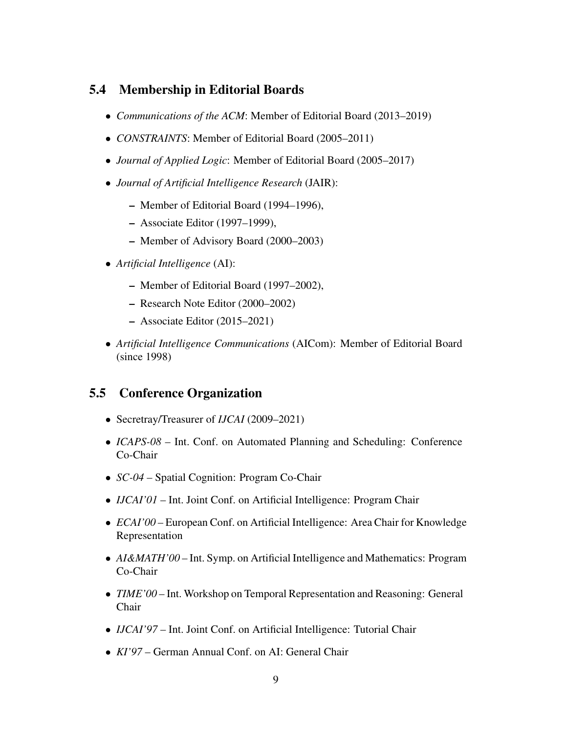## 5.4 Membership in Editorial Boards

- *Communications of the ACM*: Member of Editorial Board (2013–2019)
- *CONSTRAINTS*: Member of Editorial Board (2005–2011)
- *Journal of Applied Logic*: Member of Editorial Board (2005–2017)
- *Journal of Artificial Intelligence Research* (JAIR):
  - Member of Editorial Board (1994–1996),
  - Associate Editor (1997–1999),
  - Member of Advisory Board (2000–2003)
- *Artificial Intelligence* (AI):
  - Member of Editorial Board (1997–2002),
  - Research Note Editor (2000–2002)
  - Associate Editor (2015–2021)
- *Artificial Intelligence Communications* (AICom): Member of Editorial Board (since 1998)

## 5.5 Conference Organization

- Secretray/Treasurer of *IJCAI* (2009–2021)
- *ICAPS-08* – Int. Conf. on Automated Planning and Scheduling: Conference Co-Chair
- *SC-04* – Spatial Cognition: Program Co-Chair
- *IJCAI'01* – Int. Joint Conf. on Artificial Intelligence: Program Chair
- *ECAI'00* – European Conf. on Artificial Intelligence: Area Chair for Knowledge Representation
- *AI&MATH'00* – Int. Symp. on Artificial Intelligence and Mathematics: Program Co-Chair
- *TIME'00* – Int. Workshop on Temporal Representation and Reasoning: General Chair
- *IJCAI'97* – Int. Joint Conf. on Artificial Intelligence: Tutorial Chair
- *KI'97* – German Annual Conf. on AI: General Chair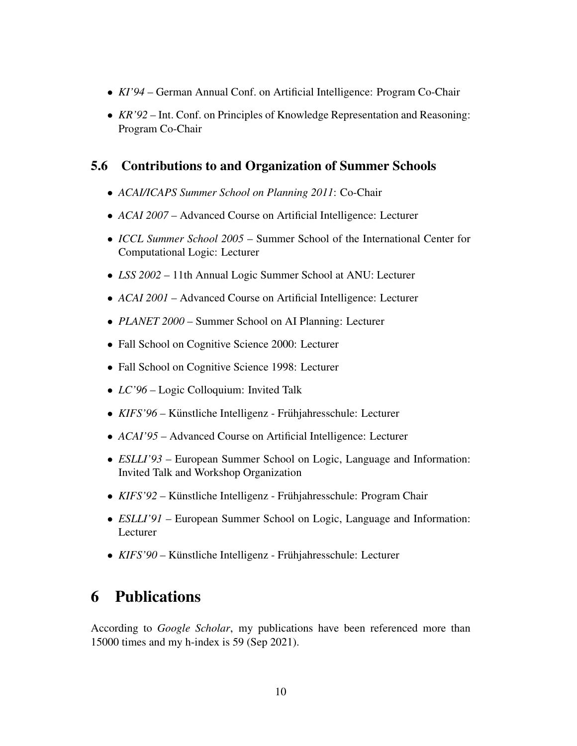- *KI'94* – German Annual Conf. on Artificial Intelligence: Program Co-Chair
- *KR'92* – Int. Conf. on Principles of Knowledge Representation and Reasoning: Program Co-Chair

### 5.6 Contributions to and Organization of Summer Schools

- *ACAI/ICAPS Summer School on Planning 2011*: Co-Chair
- *ACAI 2007* – Advanced Course on Artificial Intelligence: Lecturer
- *ICCL Summer School 2005* – Summer School of the International Center for Computational Logic: Lecturer
- *LSS 2002* – 11th Annual Logic Summer School at ANU: Lecturer
- *ACAI 2001* – Advanced Course on Artificial Intelligence: Lecturer
- *PLANET 2000* – Summer School on AI Planning: Lecturer
- Fall School on Cognitive Science 2000: Lecturer
- Fall School on Cognitive Science 1998: Lecturer
- *LC'96* – Logic Colloquium: Invited Talk
- *KIFS'96* – Künstliche Intelligenz - Frühjahresschule: Lecturer
- *ACAI'95* – Advanced Course on Artificial Intelligence: Lecturer
- *ESLLI'93* – European Summer School on Logic, Language and Information: Invited Talk and Workshop Organization
- *KIFS'92* – Künstliche Intelligenz - Frühjahresschule: Program Chair
- *ESLLI'91* – European Summer School on Logic, Language and Information: Lecturer
- *KIFS'90* – Künstliche Intelligenz - Frühjahresschule: Lecturer

## 6 Publications

According to *Google Scholar*, my publications have been referenced more than 15000 times and my h-index is 59 (Sep 2021).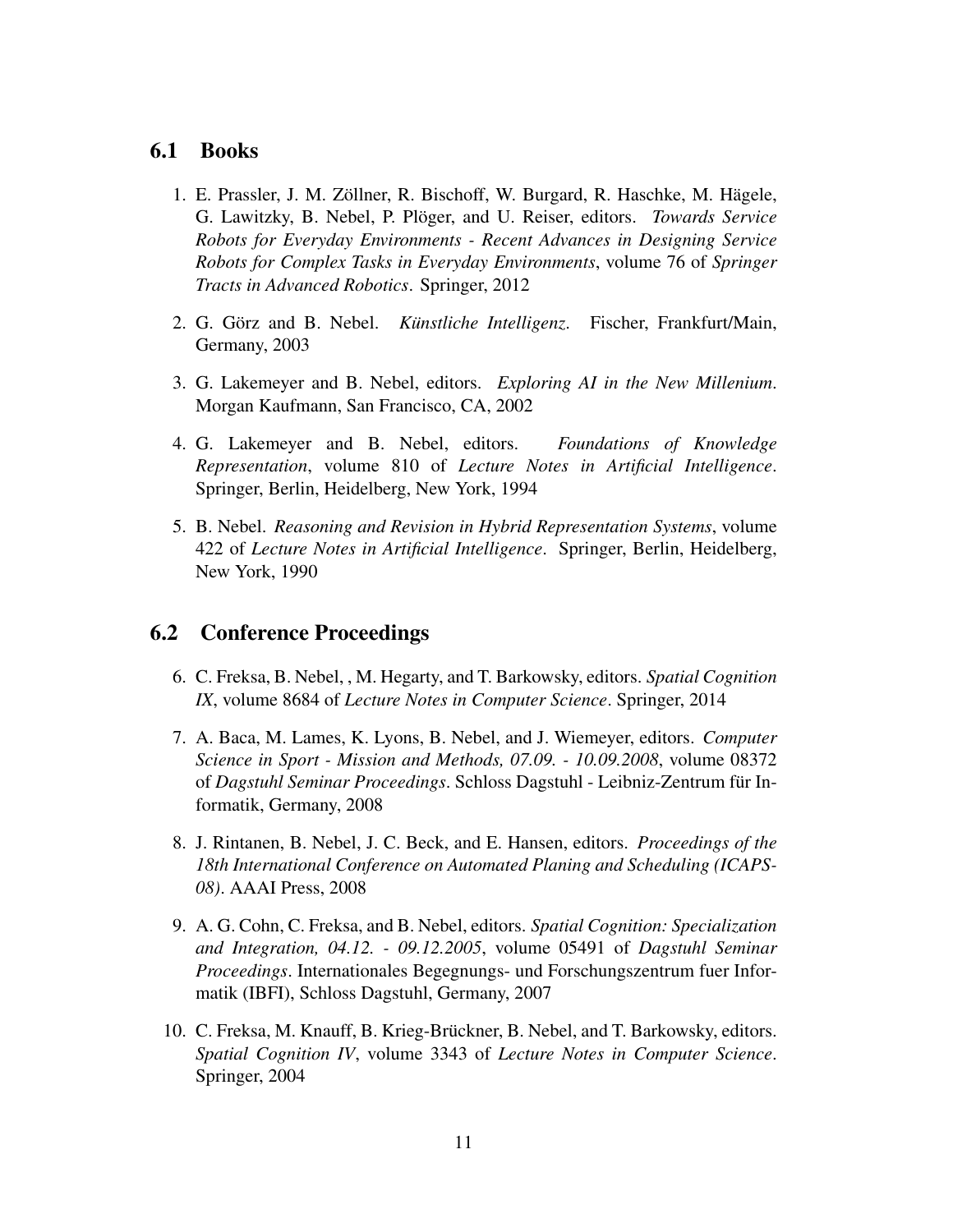## 6.1 Books

1. E. Prassler, J. M. Zöllner, R. Bischoff, W. Burgard, R. Haschke, M. Hägele, G. Lawitzky, B. Nebel, P. Plöger, and U. Reiser, editors. *Towards Service Robots for Everyday Environments - Recent Advances in Designing Service Robots for Complex Tasks in Everyday Environments*, volume 76 of *Springer Tracts in Advanced Robotics*. Springer, 2012

2. G. Görz and B. Nebel. *Künstliche Intelligenz.* Fischer, Frankfurt/Main, Germany, 2003

3. G. Lakemeyer and B. Nebel, editors. *Exploring AI in the New Millenium*. Morgan Kaufmann, San Francisco, CA, 2002

4. G. Lakemeyer and B. Nebel, editors. *Foundations of Knowledge Representation*, volume 810 of *Lecture Notes in Artificial Intelligence*. Springer, Berlin, Heidelberg, New York, 1994

5. B. Nebel. *Reasoning and Revision in Hybrid Representation Systems*, volume 422 of *Lecture Notes in Artificial Intelligence*. Springer, Berlin, Heidelberg, New York, 1990

## 6.2 Conference Proceedings

6. C. Freksa, B. Nebel, , M. Hegarty, and T. Barkowsky, editors. *Spatial Cognition IX*, volume 8684 of *Lecture Notes in Computer Science*. Springer, 2014

7. A. Baca, M. Lames, K. Lyons, B. Nebel, and J. Wiemeyer, editors. *Computer Science in Sport - Mission and Methods, 07.09. - 10.09.2008*, volume 08372 of *Dagstuhl Seminar Proceedings*. Schloss Dagstuhl - Leibniz-Zentrum für Informatik, Germany, 2008

8. J. Rintanen, B. Nebel, J. C. Beck, and E. Hansen, editors. *Proceedings of the 18th International Conference on Automated Planing and Scheduling (ICAPS-08)*. AAAI Press, 2008

9. A. G. Cohn, C. Freksa, and B. Nebel, editors. *Spatial Cognition: Specialization and Integration, 04.12. - 09.12.2005*, volume 05491 of *Dagstuhl Seminar Proceedings*. Internationales Begegnungs- und Forschungszentrum fuer Informatik (IBFI), Schloss Dagstuhl, Germany, 2007

10. C. Freksa, M. Knauff, B. Krieg-Brückner, B. Nebel, and T. Barkowsky, editors. *Spatial Cognition IV*, volume 3343 of *Lecture Notes in Computer Science*. Springer, 2004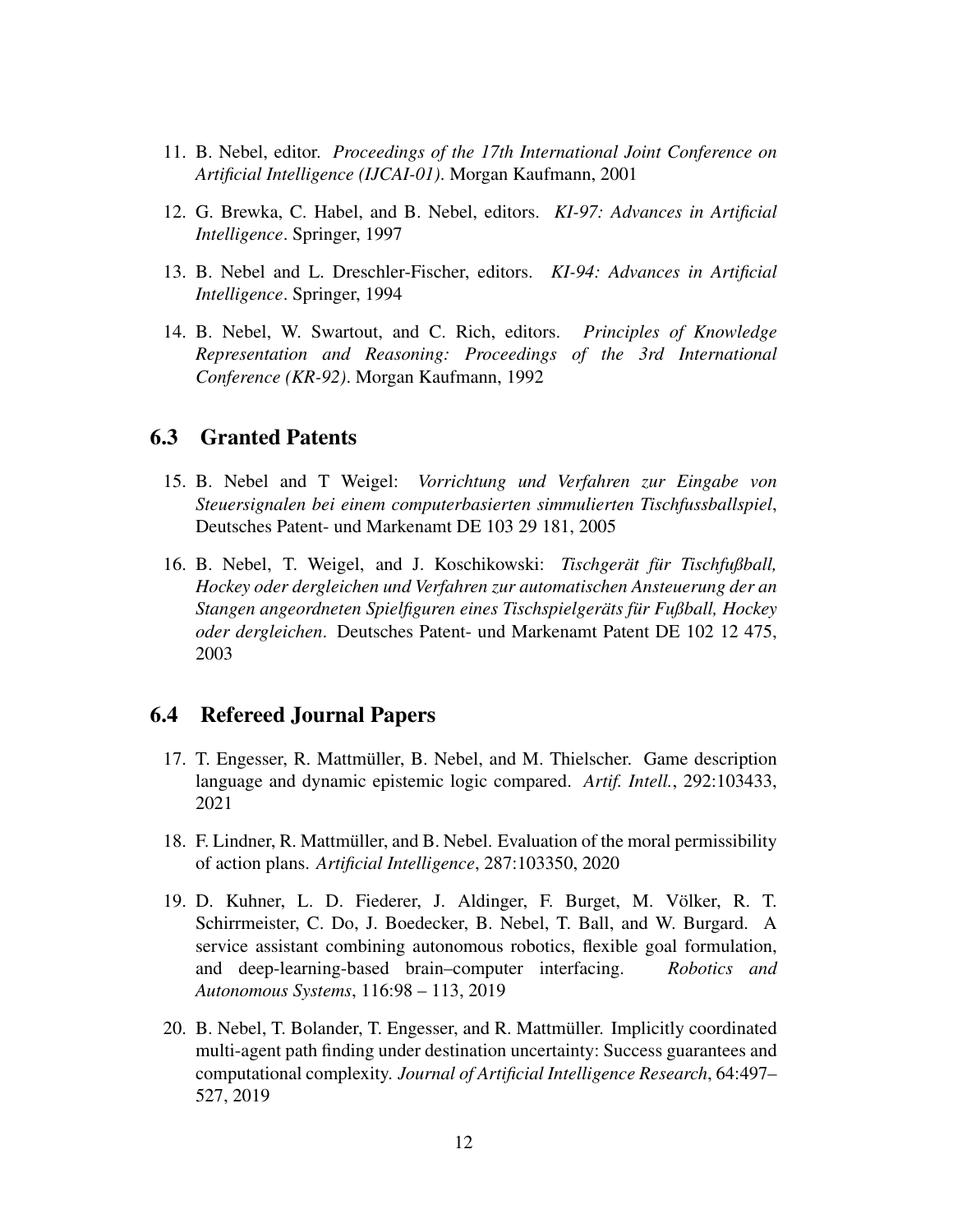11. B. Nebel, editor. *Proceedings of the 17th International Joint Conference on Artificial Intelligence (IJCAI-01)*. Morgan Kaufmann, 2001

12. G. Brewka, C. Habel, and B. Nebel, editors. *KI-97: Advances in Artificial Intelligence*. Springer, 1997

13. B. Nebel and L. Dreschler-Fischer, editors. *KI-94: Advances in Artificial Intelligence*. Springer, 1994

14. B. Nebel, W. Swartout, and C. Rich, editors. *Principles of Knowledge Representation and Reasoning: Proceedings of the 3rd International Conference (KR-92)*. Morgan Kaufmann, 1992

## 6.3 Granted Patents

15. B. Nebel and T Weigel: *Vorrichtung und Verfahren zur Eingabe von Steuersignalen bei einem computerbasierten simmulierten Tischfussballspiel*, Deutsches Patent- und Markenamt DE 103 29 181, 2005

16. B. Nebel, T. Weigel, and J. Koschikowski: *Tischgerät für Tischfußball, Hockey oder dergleichen und Verfahren zur automatischen Ansteuerung der an Stangen angeordneten Spielfiguren eines Tischspielgeräts für Fußball, Hockey oder dergleichen*. Deutsches Patent- und Markenamt Patent DE 102 12 475, 2003

## 6.4 Refereed Journal Papers

17. T. Engesser, R. Mattmüller, B. Nebel, and M. Thielscher. Game description language and dynamic epistemic logic compared. *Artif. Intell.*, 292:103433, 2021

18. F. Lindner, R. Mattmüller, and B. Nebel. Evaluation of the moral permissibility of action plans. *Artificial Intelligence*, 287:103350, 2020

19. D. Kuhner, L. D. Fiederer, J. Aldinger, F. Burget, M. Völker, R. T. Schirrmeister, C. Do, J. Boedecker, B. Nebel, T. Ball, and W. Burgard. A service assistant combining autonomous robotics, flexible goal formulation, and deep-learning-based brain–computer interfacing. *Robotics and Autonomous Systems*, 116:98 – 113, 2019

20. B. Nebel, T. Bolander, T. Engesser, and R. Mattmüller. Implicitly coordinated multi-agent path finding under destination uncertainty: Success guarantees and computational complexity. *Journal of Artificial Intelligence Research*, 64:497–527, 2019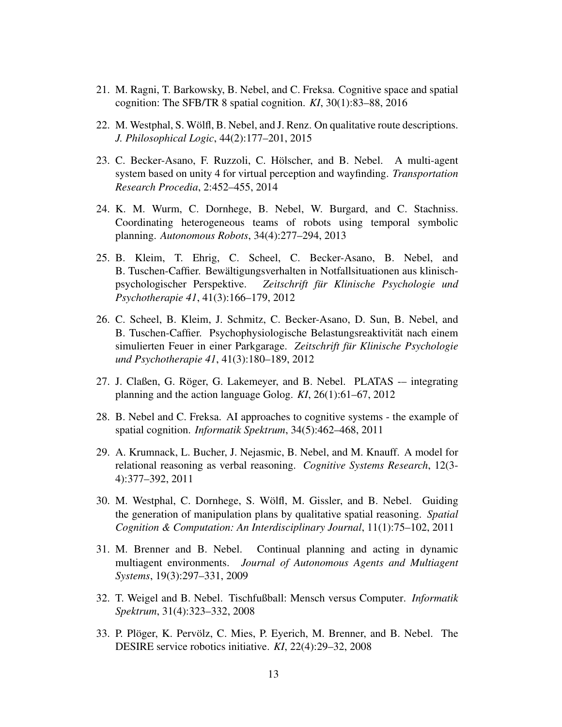21. M. Ragni, T. Barkowsky, B. Nebel, and C. Freksa. Cognitive space and spatial cognition: The SFB/TR 8 spatial cognition. *KI*, 30(1):83–88, 2016

22. M. Westphal, S. Wölfl, B. Nebel, and J. Renz. On qualitative route descriptions. *J. Philosophical Logic*, 44(2):177–201, 2015

23. C. Becker-Asano, F. Ruzzoli, C. Hölscher, and B. Nebel. A multi-agent system based on unity 4 for virtual perception and wayfinding. *Transportation Research Procedia*, 2:452–455, 2014

24. K. M. Wurm, C. Dornhege, B. Nebel, W. Burgard, and C. Stachniss. Coordinating heterogeneous teams of robots using temporal symbolic planning. *Autonomous Robots*, 34(4):277–294, 2013

25. B. Kleim, T. Ehrig, C. Scheel, C. Becker-Asano, B. Nebel, and B. Tuschen-Caffier. Bewältigungsverhalten in Notfallsituationen aus klinisch-psychologischer Perspektive. *Zeitschrift für Klinische Psychologie und Psychotherapie 41*, 41(3):166–179, 2012

26. C. Scheel, B. Kleim, J. Schmitz, C. Becker-Asano, D. Sun, B. Nebel, and B. Tuschen-Caffier. Psychophysiologische Belastungsreaktivität nach einem simulierten Feuer in einer Parkgarage. *Zeitschrift für Klinische Psychologie und Psychotherapie 41*, 41(3):180–189, 2012

27. J. Claßen, G. Röger, G. Lakemeyer, and B. Nebel. PLATAS -– integrating planning and the action language Golog. *KI*, 26(1):61–67, 2012

28. B. Nebel and C. Freksa. AI approaches to cognitive systems - the example of spatial cognition. *Informatik Spektrum*, 34(5):462–468, 2011

29. A. Krumnack, L. Bucher, J. Nejasmic, B. Nebel, and M. Knauff. A model for relational reasoning as verbal reasoning. *Cognitive Systems Research*, 12(3-4):377–392, 2011

30. M. Westphal, C. Dornhege, S. Wölfl, M. Gissler, and B. Nebel. Guiding the generation of manipulation plans by qualitative spatial reasoning. *Spatial Cognition & Computation: An Interdisciplinary Journal*, 11(1):75–102, 2011

31. M. Brenner and B. Nebel. Continual planning and acting in dynamic multiagent environments. *Journal of Autonomous Agents and Multiagent Systems*, 19(3):297–331, 2009

32. T. Weigel and B. Nebel. Tischfußball: Mensch versus Computer. *Informatik Spektrum*, 31(4):323–332, 2008

33. P. Plöger, K. Pervölz, C. Mies, P. Eyerich, M. Brenner, and B. Nebel. The DESIRE service robotics initiative. *KI*, 22(4):29–32, 2008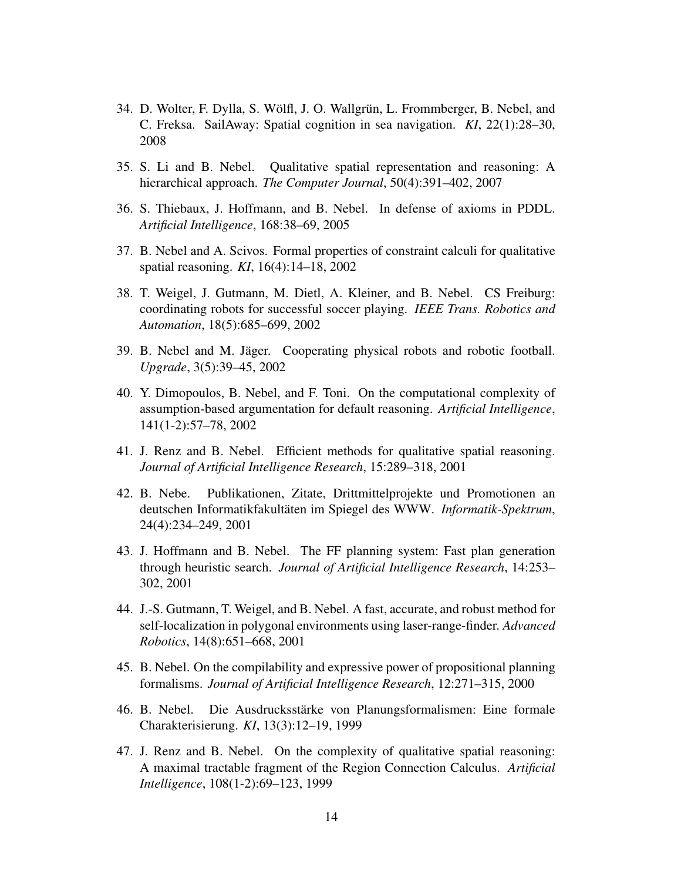34. D. Wolter, F. Dylla, S. Wölfl, J. O. Wallgrün, L. Frommberger, B. Nebel, and C. Freksa. SailAway: Spatial cognition in sea navigation. *KI*, 22(1):28–30, 2008

35. S. Li and B. Nebel. Qualitative spatial representation and reasoning: A hierarchical approach. *The Computer Journal*, 50(4):391–402, 2007

36. S. Thiebaux, J. Hoffmann, and B. Nebel. In defense of axioms in PDDL. *Artificial Intelligence*, 168:38–69, 2005

37. B. Nebel and A. Scivos. Formal properties of constraint calculi for qualitative spatial reasoning. *KI*, 16(4):14–18, 2002

38. T. Weigel, J. Gutmann, M. Dietl, A. Kleiner, and B. Nebel. CS Freiburg: coordinating robots for successful soccer playing. *IEEE Trans. Robotics and Automation*, 18(5):685–699, 2002

39. B. Nebel and M. Jäger. Cooperating physical robots and robotic football. *Upgrade*, 3(5):39–45, 2002

40. Y. Dimopoulos, B. Nebel, and F. Toni. On the computational complexity of assumption-based argumentation for default reasoning. *Artificial Intelligence*, 141(1-2):57–78, 2002

41. J. Renz and B. Nebel. Efficient methods for qualitative spatial reasoning. *Journal of Artificial Intelligence Research*, 15:289–318, 2001

42. B. Nebe. Publikationen, Zitate, Drittmittelprojekte und Promotionen an deutschen Informatikfakultäten im Spiegel des WWW. *Informatik-Spektrum*, 24(4):234–249, 2001

43. J. Hoffmann and B. Nebel. The FF planning system: Fast plan generation through heuristic search. *Journal of Artificial Intelligence Research*, 14:253–302, 2001

44. J.-S. Gutmann, T. Weigel, and B. Nebel. A fast, accurate, and robust method for self-localization in polygonal environments using laser-range-finder. *Advanced Robotics*, 14(8):651–668, 2001

45. B. Nebel. On the compilability and expressive power of propositional planning formalisms. *Journal of Artificial Intelligence Research*, 12:271–315, 2000

46. B. Nebel. Die Ausdrucksstärke von Planungsformalismen: Eine formale Charakterisierung. *KI*, 13(3):12–19, 1999

47. J. Renz and B. Nebel. On the complexity of qualitative spatial reasoning: A maximal tractable fragment of the Region Connection Calculus. *Artificial Intelligence*, 108(1-2):69–123, 1999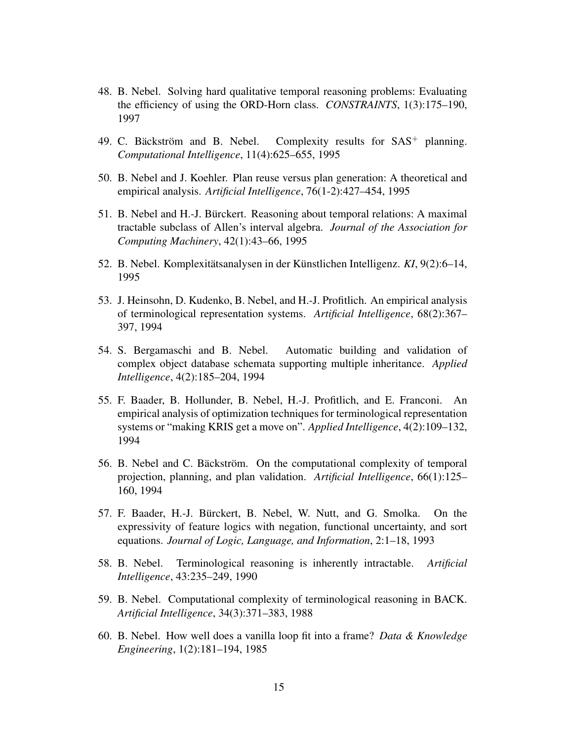48. B. Nebel. Solving hard qualitative temporal reasoning problems: Evaluating the efficiency of using the ORD-Horn class. *CONSTRAINTS*, 1(3):175–190, 1997

49. C. Bäckström and B. Nebel. Complexity results for $SAS^+$ planning. *Computational Intelligence*, 11(4):625–655, 1995

50. B. Nebel and J. Koehler. Plan reuse versus plan generation: A theoretical and empirical analysis. *Artificial Intelligence*, 76(1-2):427–454, 1995

51. B. Nebel and H.-J. Bürckert. Reasoning about temporal relations: A maximal tractable subclass of Allen's interval algebra. *Journal of the Association for Computing Machinery*, 42(1):43–66, 1995

52. B. Nebel. Komplexitätsanalysen in der Künstlichen Intelligenz. *KI*, 9(2):6–14, 1995

53. J. Heinsohn, D. Kudenko, B. Nebel, and H.-J. Profitlich. An empirical analysis of terminological representation systems. *Artificial Intelligence*, 68(2):367–397, 1994

54. S. Bergamaschi and B. Nebel. Automatic building and validation of complex object database schemata supporting multiple inheritance. *Applied Intelligence*, 4(2):185–204, 1994

55. F. Baader, B. Hollunder, B. Nebel, H.-J. Profitlich, and E. Franconi. An empirical analysis of optimization techniques for terminological representation systems or "making KRIS get a move on". *Applied Intelligence*, 4(2):109–132, 1994

56. B. Nebel and C. Bäckström. On the computational complexity of temporal projection, planning, and plan validation. *Artificial Intelligence*, 66(1):125–160, 1994

57. F. Baader, H.-J. Bürckert, B. Nebel, W. Nutt, and G. Smolka. On the expressivity of feature logics with negation, functional uncertainty, and sort equations. *Journal of Logic, Language, and Information*, 2:1–18, 1993

58. B. Nebel. Terminological reasoning is inherently intractable. *Artificial Intelligence*, 43:235–249, 1990

59. B. Nebel. Computational complexity of terminological reasoning in BACK. *Artificial Intelligence*, 34(3):371–383, 1988

60. B. Nebel. How well does a vanilla loop fit into a frame? *Data & Knowledge Engineering*, 1(2):181–194, 1985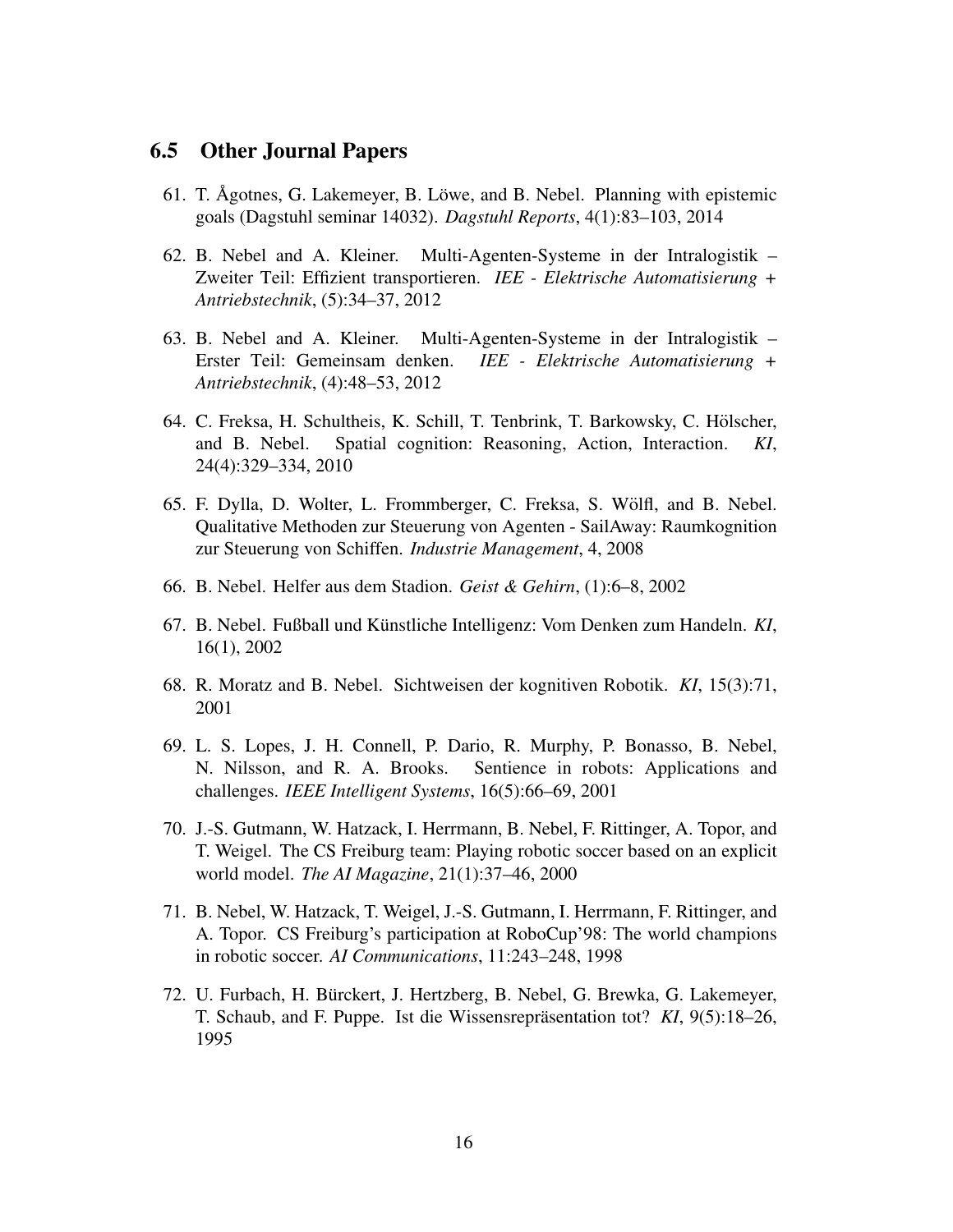## 6.5 Other Journal Papers

61. T. Ågotnes, G. Lakemeyer, B. Löwe, and B. Nebel. Planning with epistemic goals (Dagstuhl seminar 14032). *Dagstuhl Reports*, 4(1):83–103, 2014

62. B. Nebel and A. Kleiner. Multi-Agenten-Systeme in der Intralogistik – Zweiter Teil: Effizient transportieren. *IEE - Elektrische Automatisierung + Antriebstechnik*, (5):34–37, 2012

63. B. Nebel and A. Kleiner. Multi-Agenten-Systeme in der Intralogistik – Erster Teil: Gemeinsam denken. *IEE - Elektrische Automatisierung + Antriebstechnik*, (4):48–53, 2012

64. C. Freksa, H. Schultheis, K. Schill, T. Tenbrink, T. Barkowsky, C. Hölscher, and B. Nebel. Spatial cognition: Reasoning, Action, Interaction. *KI*, 24(4):329–334, 2010

65. F. Dylla, D. Wolter, L. Frommberger, C. Freksa, S. Wölfl, and B. Nebel. Qualitative Methoden zur Steuerung von Agenten - SailAway: Raumkognition zur Steuerung von Schiffen. *Industrie Management*, 4, 2008

66. B. Nebel. Helfer aus dem Stadion. *Geist & Gehirn*, (1):6–8, 2002

67. B. Nebel. Fußball und Künstliche Intelligenz: Vom Denken zum Handeln. *KI*, 16(1), 2002

68. R. Moratz and B. Nebel. Sichtweisen der kognitiven Robotik. *KI*, 15(3):71, 2001

69. L. S. Lopes, J. H. Connell, P. Dario, R. Murphy, P. Bonasso, B. Nebel, N. Nilsson, and R. A. Brooks. Sentience in robots: Applications and challenges. *IEEE Intelligent Systems*, 16(5):66–69, 2001

70. J.-S. Gutmann, W. Hatzack, I. Herrmann, B. Nebel, F. Rittinger, A. Topor, and T. Weigel. The CS Freiburg team: Playing robotic soccer based on an explicit world model. *The AI Magazine*, 21(1):37–46, 2000

71. B. Nebel, W. Hatzack, T. Weigel, J.-S. Gutmann, I. Herrmann, F. Rittinger, and A. Topor. CS Freiburg's participation at RoboCup'98: The world champions in robotic soccer. *AI Communications*, 11:243–248, 1998

72. U. Furbach, H. Bürckert, J. Hertzberg, B. Nebel, G. Brewka, G. Lakemeyer, T. Schaub, and F. Puppe. Ist die Wissensrepräsentation tot? *KI*, 9(5):18–26, 1995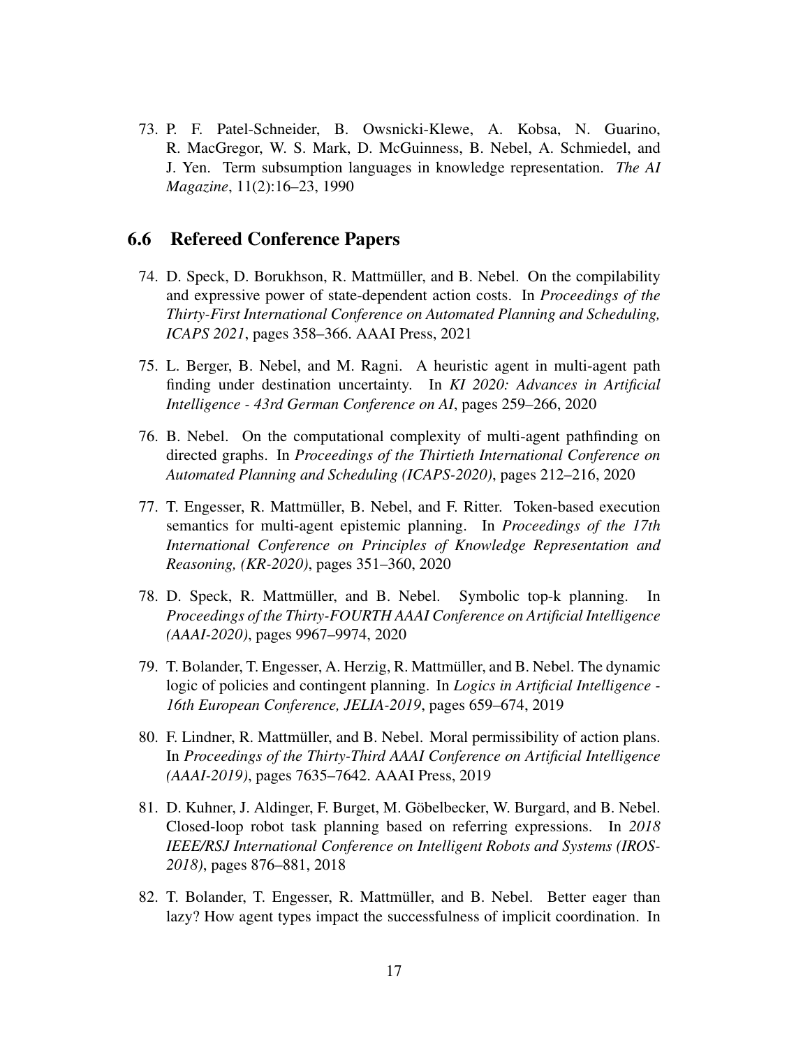73. P. F. Patel-Schneider, B. Owsnicki-Klewe, A. Kobsa, N. Guarino, R. MacGregor, W. S. Mark, D. McGuinness, B. Nebel, A. Schmiedel, and J. Yen. Term subsumption languages in knowledge representation. *The AI Magazine*, 11(2):16–23, 1990

## 6.6 Refereed Conference Papers

74. D. Speck, D. Borukhson, R. Mattmüller, and B. Nebel. On the compilability and expressive power of state-dependent action costs. In *Proceedings of the Thirty-First International Conference on Automated Planning and Scheduling, ICAPS 2021*, pages 358–366. AAAI Press, 2021

75. L. Berger, B. Nebel, and M. Ragni. A heuristic agent in multi-agent path finding under destination uncertainty. In *KI 2020: Advances in Artificial Intelligence - 43rd German Conference on AI*, pages 259–266, 2020

76. B. Nebel. On the computational complexity of multi-agent pathfinding on directed graphs. In *Proceedings of the Thirtieth International Conference on Automated Planning and Scheduling (ICAPS-2020)*, pages 212–216, 2020

77. T. Engesser, R. Mattmüller, B. Nebel, and F. Ritter. Token-based execution semantics for multi-agent epistemic planning. In *Proceedings of the 17th International Conference on Principles of Knowledge Representation and Reasoning, (KR-2020)*, pages 351–360, 2020

78. D. Speck, R. Mattmüller, and B. Nebel. Symbolic top-k planning. In *Proceedings of the Thirty-FOURTH AAAI Conference on Artificial Intelligence (AAAI-2020)*, pages 9967–9974, 2020

79. T. Bolander, T. Engesser, A. Herzig, R. Mattmüller, and B. Nebel. The dynamic logic of policies and contingent planning. In *Logics in Artificial Intelligence - 16th European Conference, JELIA-2019*, pages 659–674, 2019

80. F. Lindner, R. Mattmüller, and B. Nebel. Moral permissibility of action plans. In *Proceedings of the Thirty-Third AAAI Conference on Artificial Intelligence (AAAI-2019)*, pages 7635–7642. AAAI Press, 2019

81. D. Kuhner, J. Aldinger, F. Burget, M. Göbelbecker, W. Burgard, and B. Nebel. Closed-loop robot task planning based on referring expressions. In *2018 IEEE/RSJ International Conference on Intelligent Robots and Systems (IROS-2018)*, pages 876–881, 2018

82. T. Bolander, T. Engesser, R. Mattmüller, and B. Nebel. Better eager than lazy? How agent types impact the successfulness of implicit coordination. In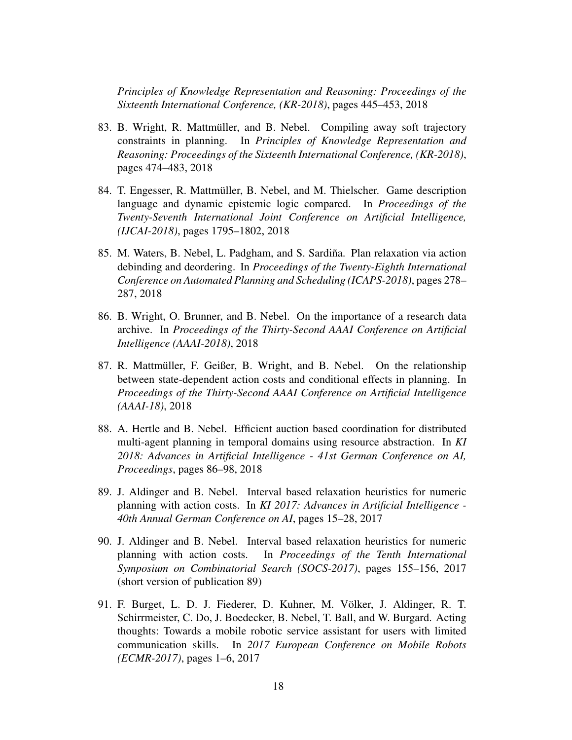*Principles of Knowledge Representation and Reasoning: Proceedings of the Sixteenth International Conference, (KR-2018)*, pages 445–453, 2018

83. B. Wright, R. Mattmüller, and B. Nebel. Compiling away soft trajectory constraints in planning. In *Principles of Knowledge Representation and Reasoning: Proceedings of the Sixteenth International Conference, (KR-2018)*, pages 474–483, 2018

84. T. Engesser, R. Mattmüller, B. Nebel, and M. Thielscher. Game description language and dynamic epistemic logic compared. In *Proceedings of the Twenty-Seventh International Joint Conference on Artificial Intelligence, (IJCAI-2018)*, pages 1795–1802, 2018

85. M. Waters, B. Nebel, L. Padgham, and S. Sardiña. Plan relaxation via action debinding and deordering. In *Proceedings of the Twenty-Eighth International Conference on Automated Planning and Scheduling (ICAPS-2018)*, pages 278–287, 2018

86. B. Wright, O. Brunner, and B. Nebel. On the importance of a research data archive. In *Proceedings of the Thirty-Second AAAI Conference on Artificial Intelligence (AAAI-2018)*, 2018

87. R. Mattmüller, F. Geißer, B. Wright, and B. Nebel. On the relationship between state-dependent action costs and conditional effects in planning. In *Proceedings of the Thirty-Second AAAI Conference on Artificial Intelligence (AAAI-18)*, 2018

88. A. Hertle and B. Nebel. Efficient auction based coordination for distributed multi-agent planning in temporal domains using resource abstraction. In *KI 2018: Advances in Artificial Intelligence - 41st German Conference on AI, Proceedings*, pages 86–98, 2018

89. J. Aldinger and B. Nebel. Interval based relaxation heuristics for numeric planning with action costs. In *KI 2017: Advances in Artificial Intelligence - 40th Annual German Conference on AI*, pages 15–28, 2017

90. J. Aldinger and B. Nebel. Interval based relaxation heuristics for numeric planning with action costs. In *Proceedings of the Tenth International Symposium on Combinatorial Search (SOCS-2017)*, pages 155–156, 2017 (short version of publication 89)

91. F. Burget, L. D. J. Fiederer, D. Kuhner, M. Völker, J. Aldinger, R. T. Schirrmeister, C. Do, J. Boedecker, B. Nebel, T. Ball, and W. Burgard. Acting thoughts: Towards a mobile robotic service assistant for users with limited communication skills. In *2017 European Conference on Mobile Robots (ECMR-2017)*, pages 1–6, 2017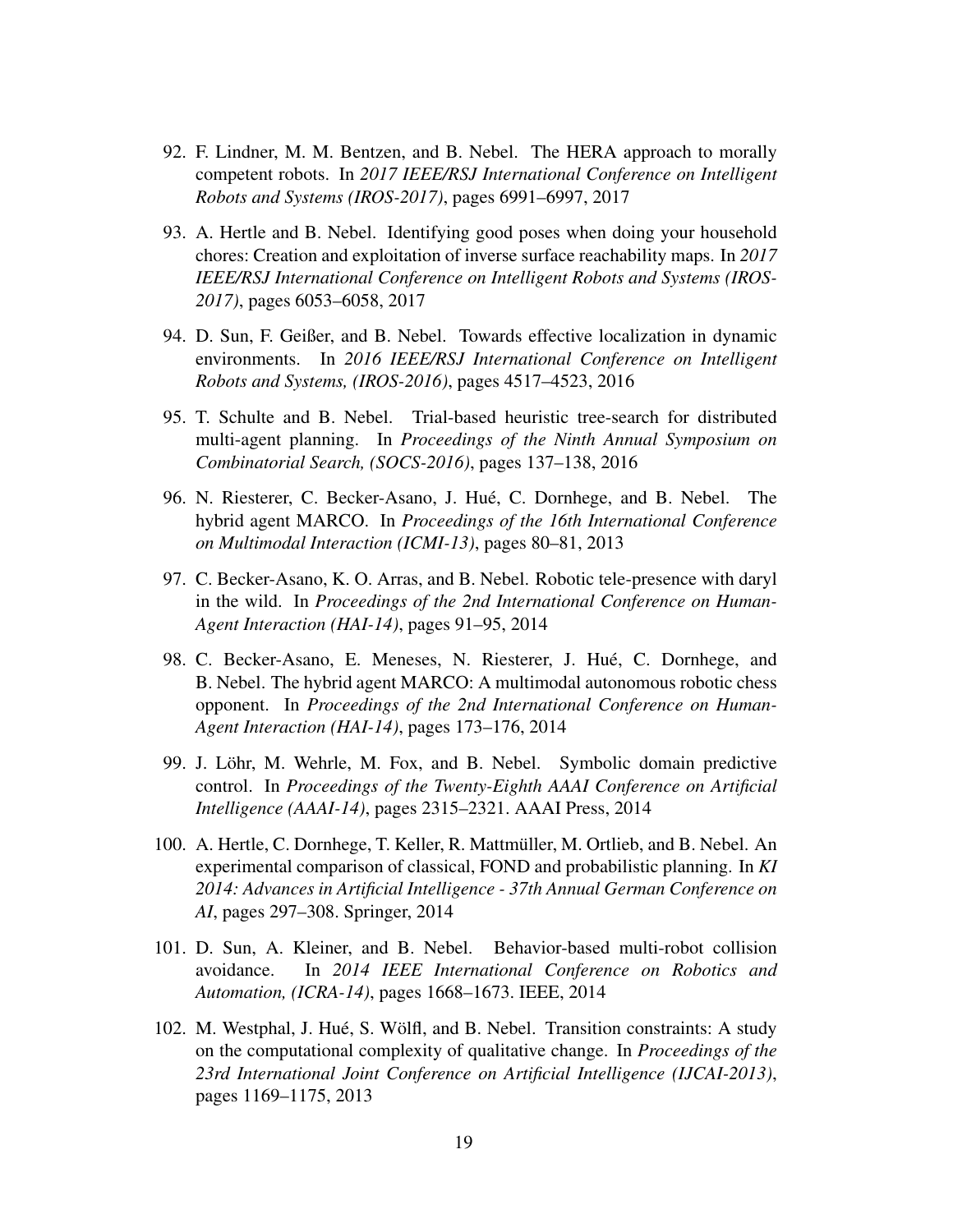92. F. Lindner, M. M. Bentzen, and B. Nebel. The HERA approach to morally competent robots. In *2017 IEEE/RSJ International Conference on Intelligent Robots and Systems (IROS-2017)*, pages 6991–6997, 2017

93. A. Hertle and B. Nebel. Identifying good poses when doing your household chores: Creation and exploitation of inverse surface reachability maps. In *2017 IEEE/RSJ International Conference on Intelligent Robots and Systems (IROS-2017)*, pages 6053–6058, 2017

94. D. Sun, F. Geißer, and B. Nebel. Towards effective localization in dynamic environments. In *2016 IEEE/RSJ International Conference on Intelligent Robots and Systems, (IROS-2016)*, pages 4517–4523, 2016

95. T. Schulte and B. Nebel. Trial-based heuristic tree-search for distributed multi-agent planning. In *Proceedings of the Ninth Annual Symposium on Combinatorial Search, (SOCS-2016)*, pages 137–138, 2016

96. N. Riesterer, C. Becker-Asano, J. Hué, C. Dornhege, and B. Nebel. The hybrid agent MARCO. In *Proceedings of the 16th International Conference on Multimodal Interaction (ICMI-13)*, pages 80–81, 2013

97. C. Becker-Asano, K. O. Arras, and B. Nebel. Robotic tele-presence with daryl in the wild. In *Proceedings of the 2nd International Conference on Human-Agent Interaction (HAI-14)*, pages 91–95, 2014

98. C. Becker-Asano, E. Meneses, N. Riesterer, J. Hué, C. Dornhege, and B. Nebel. The hybrid agent MARCO: A multimodal autonomous robotic chess opponent. In *Proceedings of the 2nd International Conference on Human-Agent Interaction (HAI-14)*, pages 173–176, 2014

99. J. Löhr, M. Wehrle, M. Fox, and B. Nebel. Symbolic domain predictive control. In *Proceedings of the Twenty-Eighth AAAI Conference on Artificial Intelligence (AAAI-14)*, pages 2315–2321. AAAI Press, 2014

100. A. Hertle, C. Dornhege, T. Keller, R. Mattmüller, M. Ortlieb, and B. Nebel. An experimental comparison of classical, FOND and probabilistic planning. In *KI 2014: Advances in Artificial Intelligence - 37th Annual German Conference on AI*, pages 297–308. Springer, 2014

101. D. Sun, A. Kleiner, and B. Nebel. Behavior-based multi-robot collision avoidance. In *2014 IEEE International Conference on Robotics and Automation, (ICRA-14)*, pages 1668–1673. IEEE, 2014

102. M. Westphal, J. Hué, S. Wölfl, and B. Nebel. Transition constraints: A study on the computational complexity of qualitative change. In *Proceedings of the 23rd International Joint Conference on Artificial Intelligence (IJCAI-2013)*, pages 1169–1175, 2013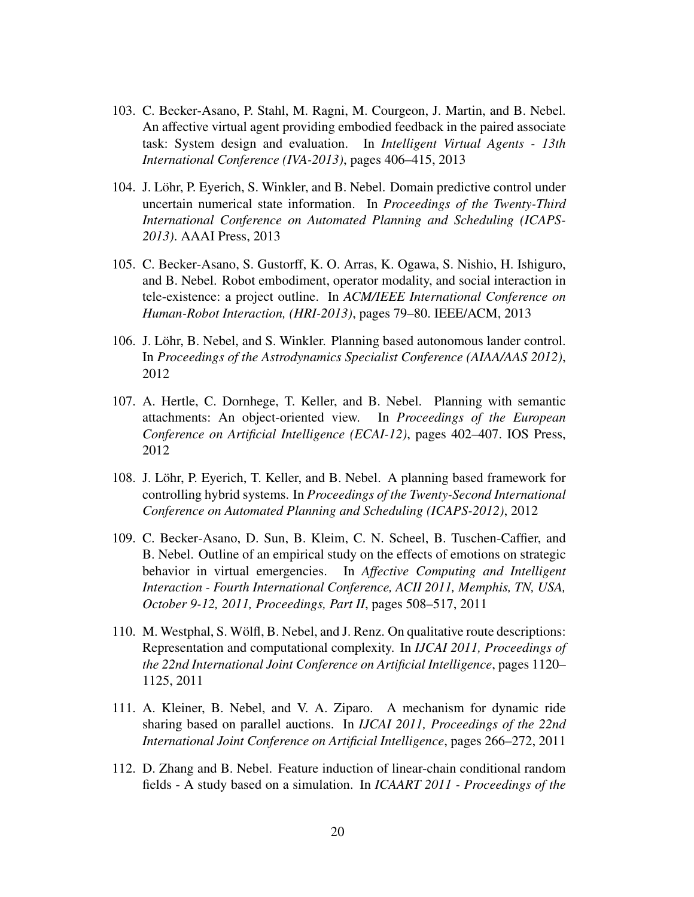103. C. Becker-Asano, P. Stahl, M. Ragni, M. Courgeon, J. Martin, and B. Nebel. An affective virtual agent providing embodied feedback in the paired associate task: System design and evaluation. In *Intelligent Virtual Agents - 13th International Conference (IVA-2013)*, pages 406–415, 2013

104. J. Löhr, P. Eyerich, S. Winkler, and B. Nebel. Domain predictive control under uncertain numerical state information. In *Proceedings of the Twenty-Third International Conference on Automated Planning and Scheduling (ICAPS-2013)*. AAAI Press, 2013

105. C. Becker-Asano, S. Gustorff, K. O. Arras, K. Ogawa, S. Nishio, H. Ishiguro, and B. Nebel. Robot embodiment, operator modality, and social interaction in tele-existence: a project outline. In *ACM/IEEE International Conference on Human-Robot Interaction, (HRI-2013)*, pages 79–80. IEEE/ACM, 2013

106. J. Löhr, B. Nebel, and S. Winkler. Planning based autonomous lander control. In *Proceedings of the Astrodynamics Specialist Conference (AIAA/AAS 2012)*, 2012

107. A. Hertle, C. Dornhege, T. Keller, and B. Nebel. Planning with semantic attachments: An object-oriented view. In *Proceedings of the European Conference on Artificial Intelligence (ECAI-12)*, pages 402–407. IOS Press, 2012

108. J. Löhr, P. Eyerich, T. Keller, and B. Nebel. A planning based framework for controlling hybrid systems. In *Proceedings of the Twenty-Second International Conference on Automated Planning and Scheduling (ICAPS-2012)*, 2012

109. C. Becker-Asano, D. Sun, B. Kleim, C. N. Scheel, B. Tuschen-Caffier, and B. Nebel. Outline of an empirical study on the effects of emotions on strategic behavior in virtual emergencies. In *Affective Computing and Intelligent Interaction - Fourth International Conference, ACII 2011, Memphis, TN, USA, October 9-12, 2011, Proceedings, Part II*, pages 508–517, 2011

110. M. Westphal, S. Wölfl, B. Nebel, and J. Renz. On qualitative route descriptions: Representation and computational complexity. In *IJCAI 2011, Proceedings of the 22nd International Joint Conference on Artificial Intelligence*, pages 1120–1125, 2011

111. A. Kleiner, B. Nebel, and V. A. Ziparo. A mechanism for dynamic ride sharing based on parallel auctions. In *IJCAI 2011, Proceedings of the 22nd International Joint Conference on Artificial Intelligence*, pages 266–272, 2011

112. D. Zhang and B. Nebel. Feature induction of linear-chain conditional random fields - A study based on a simulation. In *ICAART 2011 - Proceedings of the*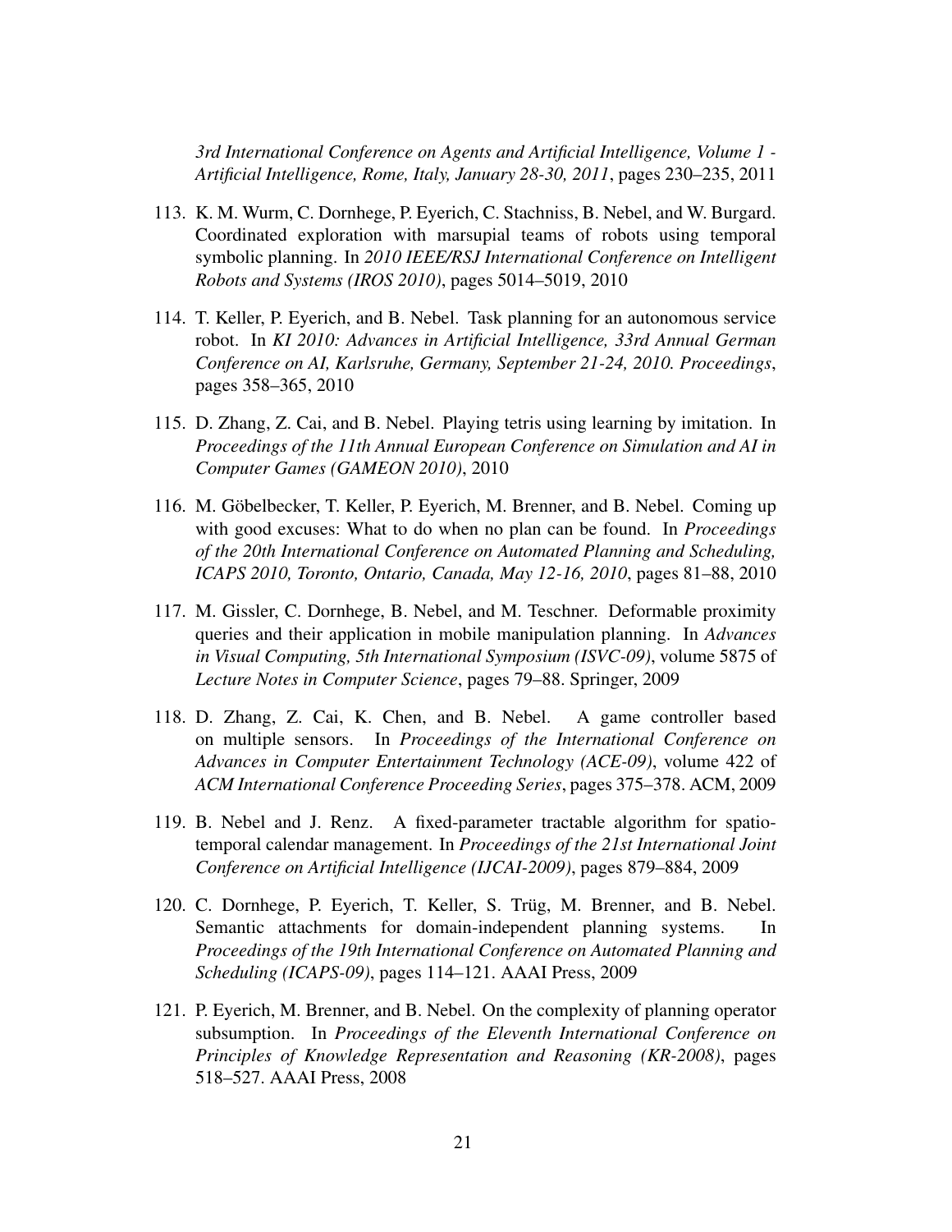*3rd International Conference on Agents and Artificial Intelligence, Volume 1 - Artificial Intelligence, Rome, Italy, January 28-30, 2011*, pages 230–235, 2011

113. K. M. Wurm, C. Dornhege, P. Eyerich, C. Stachniss, B. Nebel, and W. Burgard. Coordinated exploration with marsupial teams of robots using temporal symbolic planning. In *2010 IEEE/RSJ International Conference on Intelligent Robots and Systems (IROS 2010)*, pages 5014–5019, 2010

114. T. Keller, P. Eyerich, and B. Nebel. Task planning for an autonomous service robot. In *KI 2010: Advances in Artificial Intelligence, 33rd Annual German Conference on AI, Karlsruhe, Germany, September 21-24, 2010. Proceedings*, pages 358–365, 2010

115. D. Zhang, Z. Cai, and B. Nebel. Playing tetris using learning by imitation. In *Proceedings of the 11th Annual European Conference on Simulation and AI in Computer Games (GAMEON 2010)*, 2010

116. M. Göbelbecker, T. Keller, P. Eyerich, M. Brenner, and B. Nebel. Coming up with good excuses: What to do when no plan can be found. In *Proceedings of the 20th International Conference on Automated Planning and Scheduling, ICAPS 2010, Toronto, Ontario, Canada, May 12-16, 2010*, pages 81–88, 2010

117. M. Gissler, C. Dornhege, B. Nebel, and M. Teschner. Deformable proximity queries and their application in mobile manipulation planning. In *Advances in Visual Computing, 5th International Symposium (ISVC-09)*, volume 5875 of *Lecture Notes in Computer Science*, pages 79–88. Springer, 2009

118. D. Zhang, Z. Cai, K. Chen, and B. Nebel. A game controller based on multiple sensors. In *Proceedings of the International Conference on Advances in Computer Entertainment Technology (ACE-09)*, volume 422 of *ACM International Conference Proceeding Series*, pages 375–378. ACM, 2009

119. B. Nebel and J. Renz. A fixed-parameter tractable algorithm for spatio-temporal calendar management. In *Proceedings of the 21st International Joint Conference on Artificial Intelligence (IJCAI-2009)*, pages 879–884, 2009

120. C. Dornhege, P. Eyerich, T. Keller, S. Trüg, M. Brenner, and B. Nebel. Semantic attachments for domain-independent planning systems. In *Proceedings of the 19th International Conference on Automated Planning and Scheduling (ICAPS-09)*, pages 114–121. AAAI Press, 2009

121. P. Eyerich, M. Brenner, and B. Nebel. On the complexity of planning operator subsumption. In *Proceedings of the Eleventh International Conference on Principles of Knowledge Representation and Reasoning (KR-2008)*, pages 518–527. AAAI Press, 2008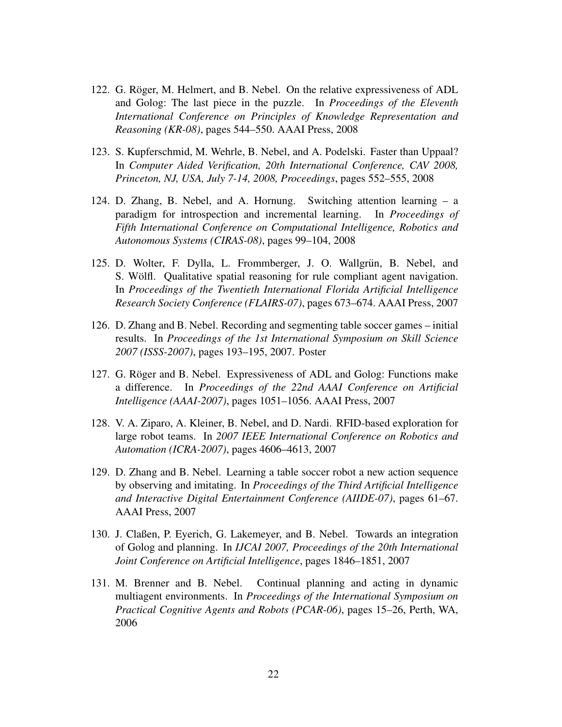122. G. Röger, M. Helmert, and B. Nebel. On the relative expressiveness of ADL and Golog: The last piece in the puzzle. In *Proceedings of the Eleventh International Conference on Principles of Knowledge Representation and Reasoning (KR-08)*, pages 544–550. AAAI Press, 2008

123. S. Kupferschmid, M. Wehrle, B. Nebel, and A. Podelski. Faster than Uppaal? In *Computer Aided Verification, 20th International Conference, CAV 2008, Princeton, NJ, USA, July 7-14, 2008, Proceedings*, pages 552–555, 2008

124. D. Zhang, B. Nebel, and A. Hornung. Switching attention learning – a paradigm for introspection and incremental learning. In *Proceedings of Fifth International Conference on Computational Intelligence, Robotics and Autonomous Systems (CIRAS-08)*, pages 99–104, 2008

125. D. Wolter, F. Dylla, L. Frommberger, J. O. Wallgrün, B. Nebel, and S. Wölfl. Qualitative spatial reasoning for rule compliant agent navigation. In *Proceedings of the Twentieth International Florida Artificial Intelligence Research Society Conference (FLAIRS-07)*, pages 673–674. AAAI Press, 2007

126. D. Zhang and B. Nebel. Recording and segmenting table soccer games – initial results. In *Proceedings of the 1st International Symposium on Skill Science 2007 (ISSS-2007)*, pages 193–195, 2007. Poster

127. G. Röger and B. Nebel. Expressiveness of ADL and Golog: Functions make a difference. In *Proceedings of the 22nd AAAI Conference on Artificial Intelligence (AAAI-2007)*, pages 1051–1056. AAAI Press, 2007

128. V. A. Ziparo, A. Kleiner, B. Nebel, and D. Nardi. RFID-based exploration for large robot teams. In *2007 IEEE International Conference on Robotics and Automation (ICRA-2007)*, pages 4606–4613, 2007

129. D. Zhang and B. Nebel. Learning a table soccer robot a new action sequence by observing and imitating. In *Proceedings of the Third Artificial Intelligence and Interactive Digital Entertainment Conference (AIIDE-07)*, pages 61–67. AAAI Press, 2007

130. J. Claßen, P. Eyerich, G. Lakemeyer, and B. Nebel. Towards an integration of Golog and planning. In *IJCAI 2007, Proceedings of the 20th International Joint Conference on Artificial Intelligence*, pages 1846–1851, 2007

131. M. Brenner and B. Nebel. Continual planning and acting in dynamic multiagent environments. In *Proceedings of the International Symposium on Practical Cognitive Agents and Robots (PCAR-06)*, pages 15–26, Perth, WA, 2006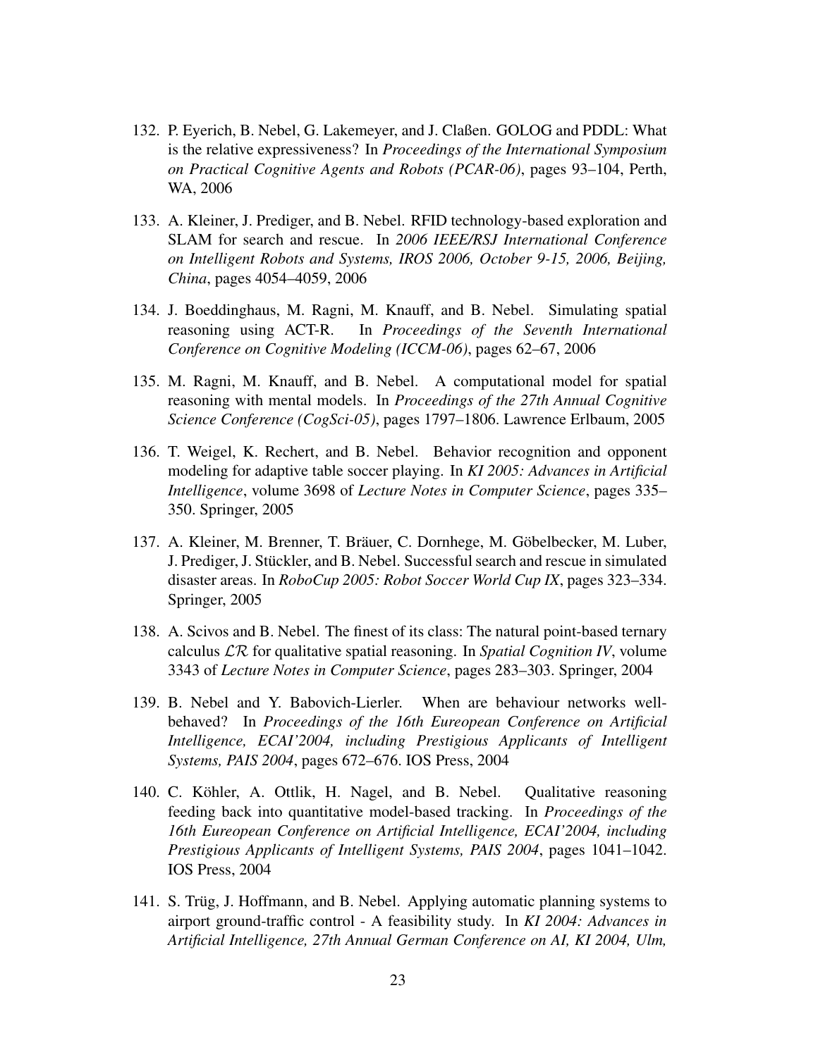132. P. Eyerich, B. Nebel, G. Lakemeyer, and J. Claßen. GOLOG and PDDL: What is the relative expressiveness? In *Proceedings of the International Symposium on Practical Cognitive Agents and Robots (PCAR-06)*, pages 93–104, Perth, WA, 2006

133. A. Kleiner, J. Prediger, and B. Nebel. RFID technology-based exploration and SLAM for search and rescue. In *2006 IEEE/RSJ International Conference on Intelligent Robots and Systems, IROS 2006, October 9-15, 2006, Beijing, China*, pages 4054–4059, 2006

134. J. Boeddinghaus, M. Ragni, M. Knauff, and B. Nebel. Simulating spatial reasoning using ACT-R. In *Proceedings of the Seventh International Conference on Cognitive Modeling (ICCM-06)*, pages 62–67, 2006

135. M. Ragni, M. Knauff, and B. Nebel. A computational model for spatial reasoning with mental models. In *Proceedings of the 27th Annual Cognitive Science Conference (CogSci-05)*, pages 1797–1806. Lawrence Erlbaum, 2005

136. T. Weigel, K. Rechert, and B. Nebel. Behavior recognition and opponent modeling for adaptive table soccer playing. In *KI 2005: Advances in Artificial Intelligence*, volume 3698 of *Lecture Notes in Computer Science*, pages 335–350. Springer, 2005

137. A. Kleiner, M. Brenner, T. Bräuer, C. Dornhege, M. Göbelbecker, M. Luber, J. Prediger, J. Stückler, and B. Nebel. Successful search and rescue in simulated disaster areas. In *RoboCup 2005: Robot Soccer World Cup IX*, pages 323–334. Springer, 2005

138. A. Scivos and B. Nebel. The finest of its class: The natural point-based ternary calculus $\mathcal{LR}$ for qualitative spatial reasoning. In *Spatial Cognition IV*, volume 3343 of *Lecture Notes in Computer Science*, pages 283–303. Springer, 2004

139. B. Nebel and Y. Babovich-Lierler. When are behaviour networks well-behaved? In *Proceedings of the 16th Eureopean Conference on Artificial Intelligence, ECAI'2004, including Prestigious Applicants of Intelligent Systems, PAIS 2004*, pages 672–676. IOS Press, 2004

140. C. Köhler, A. Ottlik, H. Nagel, and B. Nebel. Qualitative reasoning feeding back into quantitative model-based tracking. In *Proceedings of the 16th Eureopean Conference on Artificial Intelligence, ECAI'2004, including Prestigious Applicants of Intelligent Systems, PAIS 2004*, pages 1041–1042. IOS Press, 2004

141. S. Trüg, J. Hoffmann, and B. Nebel. Applying automatic planning systems to airport ground-traffic control - A feasibility study. In *KI 2004: Advances in Artificial Intelligence, 27th Annual German Conference on AI, KI 2004, Ulm,*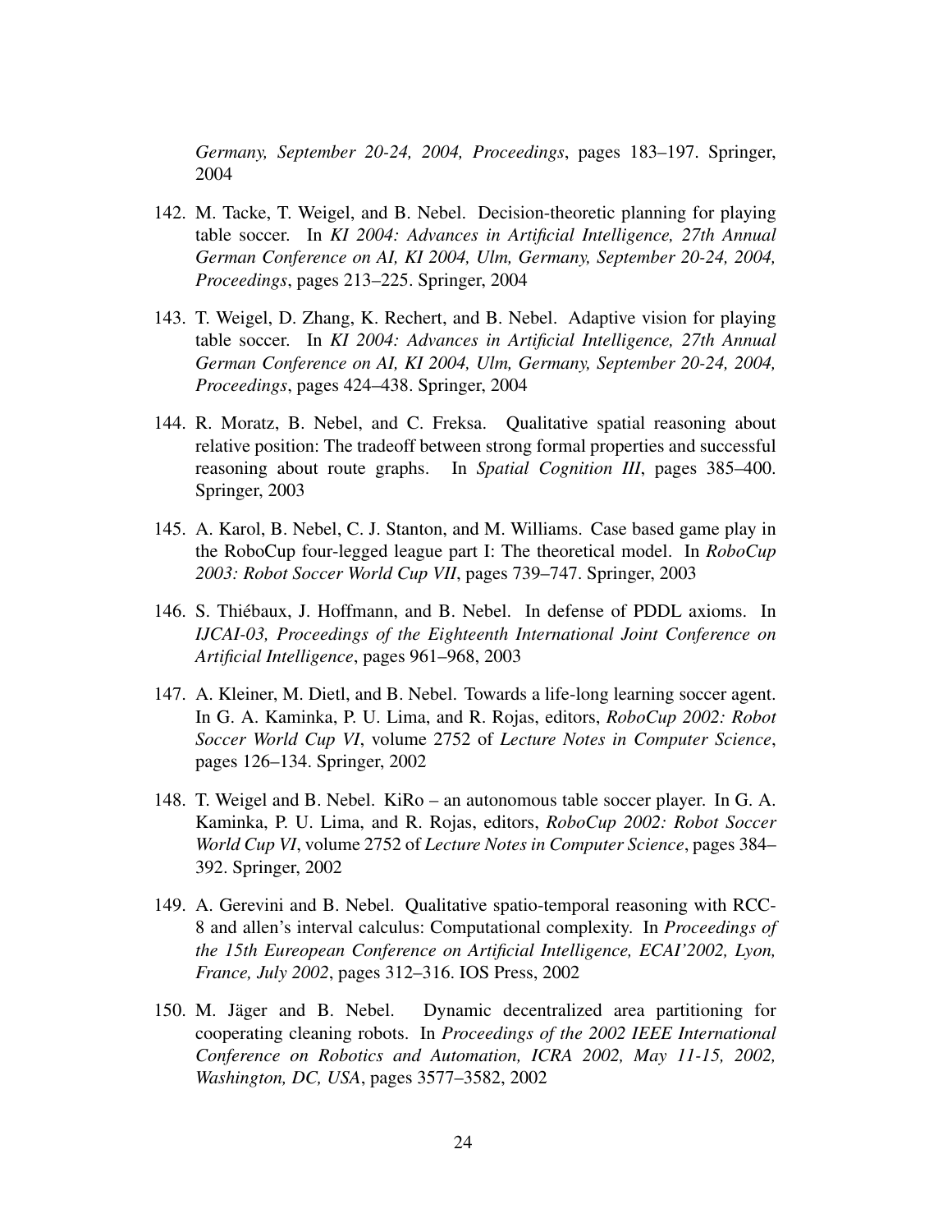*Germany, September 20-24, 2004, Proceedings*, pages 183–197. Springer, 2004

142. M. Tacke, T. Weigel, and B. Nebel. Decision-theoretic planning for playing table soccer. In *KI 2004: Advances in Artificial Intelligence, 27th Annual German Conference on AI, KI 2004, Ulm, Germany, September 20-24, 2004, Proceedings*, pages 213–225. Springer, 2004

143. T. Weigel, D. Zhang, K. Rechert, and B. Nebel. Adaptive vision for playing table soccer. In *KI 2004: Advances in Artificial Intelligence, 27th Annual German Conference on AI, KI 2004, Ulm, Germany, September 20-24, 2004, Proceedings*, pages 424–438. Springer, 2004

144. R. Moratz, B. Nebel, and C. Freksa. Qualitative spatial reasoning about relative position: The tradeoff between strong formal properties and successful reasoning about route graphs. In *Spatial Cognition III*, pages 385–400. Springer, 2003

145. A. Karol, B. Nebel, C. J. Stanton, and M. Williams. Case based game play in the RoboCup four-legged league part I: The theoretical model. In *RoboCup 2003: Robot Soccer World Cup VII*, pages 739–747. Springer, 2003

146. S. Thiébaux, J. Hoffmann, and B. Nebel. In defense of PDDL axioms. In *IJCAI-03, Proceedings of the Eighteenth International Joint Conference on Artificial Intelligence*, pages 961–968, 2003

147. A. Kleiner, M. Dietl, and B. Nebel. Towards a life-long learning soccer agent. In G. A. Kaminka, P. U. Lima, and R. Rojas, editors, *RoboCup 2002: Robot Soccer World Cup VI*, volume 2752 of *Lecture Notes in Computer Science*, pages 126–134. Springer, 2002

148. T. Weigel and B. Nebel. KiRo – an autonomous table soccer player. In G. A. Kaminka, P. U. Lima, and R. Rojas, editors, *RoboCup 2002: Robot Soccer World Cup VI*, volume 2752 of *Lecture Notes in Computer Science*, pages 384–392. Springer, 2002

149. A. Gerevini and B. Nebel. Qualitative spatio-temporal reasoning with RCC-8 and allen's interval calculus: Computational complexity. In *Proceedings of the 15th Eureopean Conference on Artificial Intelligence, ECAI'2002, Lyon, France, July 2002*, pages 312–316. IOS Press, 2002

150. M. Jäger and B. Nebel. Dynamic decentralized area partitioning for cooperating cleaning robots. In *Proceedings of the 2002 IEEE International Conference on Robotics and Automation, ICRA 2002, May 11-15, 2002, Washington, DC, USA*, pages 3577–3582, 2002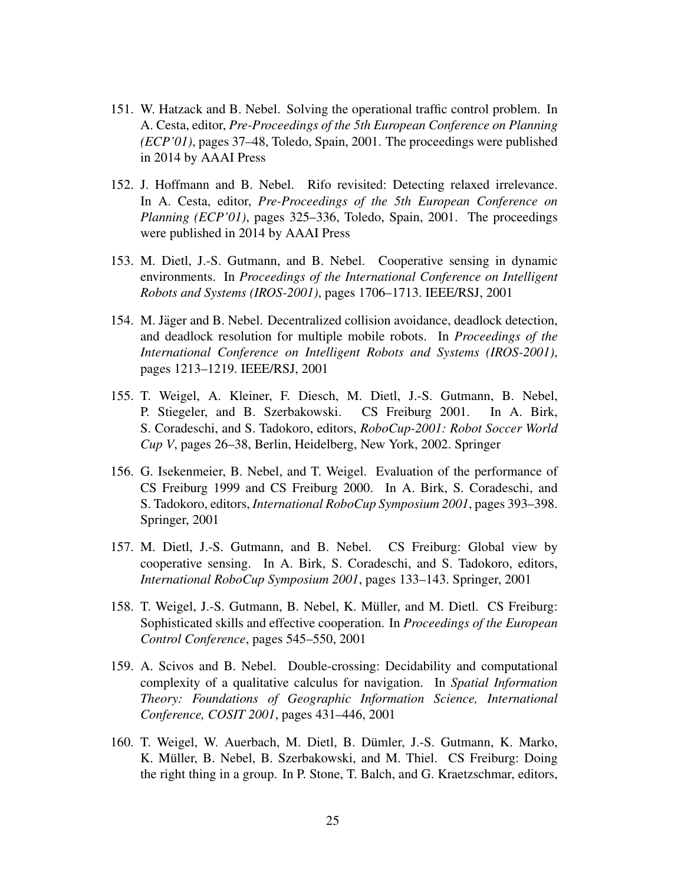151. W. Hatzack and B. Nebel. Solving the operational traffic control problem. In A. Cesta, editor, *Pre-Proceedings of the 5th European Conference on Planning (ECP'01)*, pages 37–48, Toledo, Spain, 2001. The proceedings were published in 2014 by AAAI Press

152. J. Hoffmann and B. Nebel. Rifo revisited: Detecting relaxed irrelevance. In A. Cesta, editor, *Pre-Proceedings of the 5th European Conference on Planning (ECP'01)*, pages 325–336, Toledo, Spain, 2001. The proceedings were published in 2014 by AAAI Press

153. M. Dietl, J.-S. Gutmann, and B. Nebel. Cooperative sensing in dynamic environments. In *Proceedings of the International Conference on Intelligent Robots and Systems (IROS-2001)*, pages 1706–1713. IEEE/RSJ, 2001

154. M. Jäger and B. Nebel. Decentralized collision avoidance, deadlock detection, and deadlock resolution for multiple mobile robots. In *Proceedings of the International Conference on Intelligent Robots and Systems (IROS-2001)*, pages 1213–1219. IEEE/RSJ, 2001

155. T. Weigel, A. Kleiner, F. Diesch, M. Dietl, J.-S. Gutmann, B. Nebel, P. Stiegeler, and B. Szerbakowski. CS Freiburg 2001. In A. Birk, S. Coradeschi, and S. Tadokoro, editors, *RoboCup-2001: Robot Soccer World Cup V*, pages 26–38, Berlin, Heidelberg, New York, 2002. Springer

156. G. Isekenmeier, B. Nebel, and T. Weigel. Evaluation of the performance of CS Freiburg 1999 and CS Freiburg 2000. In A. Birk, S. Coradeschi, and S. Tadokoro, editors, *International RoboCup Symposium 2001*, pages 393–398. Springer, 2001

157. M. Dietl, J.-S. Gutmann, and B. Nebel. CS Freiburg: Global view by cooperative sensing. In A. Birk, S. Coradeschi, and S. Tadokoro, editors, *International RoboCup Symposium 2001*, pages 133–143. Springer, 2001

158. T. Weigel, J.-S. Gutmann, B. Nebel, K. Müller, and M. Dietl. CS Freiburg: Sophisticated skills and effective cooperation. In *Proceedings of the European Control Conference*, pages 545–550, 2001

159. A. Scivos and B. Nebel. Double-crossing: Decidability and computational complexity of a qualitative calculus for navigation. In *Spatial Information Theory: Foundations of Geographic Information Science, International Conference, COSIT 2001*, pages 431–446, 2001

160. T. Weigel, W. Auerbach, M. Dietl, B. Dümler, J.-S. Gutmann, K. Marko, K. Müller, B. Nebel, B. Szerbakowski, and M. Thiel. CS Freiburg: Doing the right thing in a group. In P. Stone, T. Balch, and G. Kraetzschmar, editors,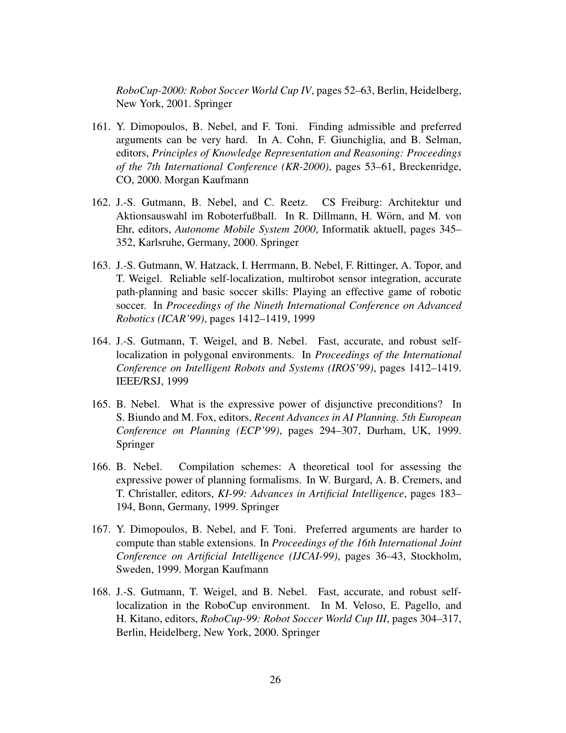*RoboCup-2000: Robot Soccer World Cup IV*, pages 52–63, Berlin, Heidelberg, New York, 2001. Springer

161. Y. Dimopoulos, B. Nebel, and F. Toni. Finding admissible and preferred arguments can be very hard. In A. Cohn, F. Giunchiglia, and B. Selman, editors, *Principles of Knowledge Representation and Reasoning: Proceedings of the 7th International Conference (KR-2000)*, pages 53–61, Breckenridge, CO, 2000. Morgan Kaufmann

162. J.-S. Gutmann, B. Nebel, and C. Reetz. CS Freiburg: Architektur und Aktionsauswahl im Roboterfußball. In R. Dillmann, H. Wörn, and M. von Ehr, editors, *Autonome Mobile System 2000*, Informatik aktuell, pages 345–352, Karlsruhe, Germany, 2000. Springer

163. J.-S. Gutmann, W. Hatzack, I. Herrmann, B. Nebel, F. Rittinger, A. Topor, and T. Weigel. Reliable self-localization, multirobot sensor integration, accurate path-planning and basic soccer skills: Playing an effective game of robotic soccer. In *Proceedings of the Nineth International Conference on Advanced Robotics (ICAR'99)*, pages 1412–1419, 1999

164. J.-S. Gutmann, T. Weigel, and B. Nebel. Fast, accurate, and robust self-localization in polygonal environments. In *Proceedings of the International Conference on Intelligent Robots and Systems (IROS'99)*, pages 1412–1419. IEEE/RSJ, 1999

165. B. Nebel. What is the expressive power of disjunctive preconditions? In S. Biundo and M. Fox, editors, *Recent Advances in AI Planning. 5th European Conference on Planning (ECP'99)*, pages 294–307, Durham, UK, 1999. Springer

166. B. Nebel. Compilation schemes: A theoretical tool for assessing the expressive power of planning formalisms. In W. Burgard, A. B. Cremers, and T. Christaller, editors, *KI-99: Advances in Artificial Intelligence*, pages 183–194, Bonn, Germany, 1999. Springer

167. Y. Dimopoulos, B. Nebel, and F. Toni. Preferred arguments are harder to compute than stable extensions. In *Proceedings of the 16th International Joint Conference on Artificial Intelligence (IJCAI-99)*, pages 36–43, Stockholm, Sweden, 1999. Morgan Kaufmann

168. J.-S. Gutmann, T. Weigel, and B. Nebel. Fast, accurate, and robust self-localization in the RoboCup environment. In M. Veloso, E. Pagello, and H. Kitano, editors, *RoboCup-99: Robot Soccer World Cup III*, pages 304–317, Berlin, Heidelberg, New York, 2000. Springer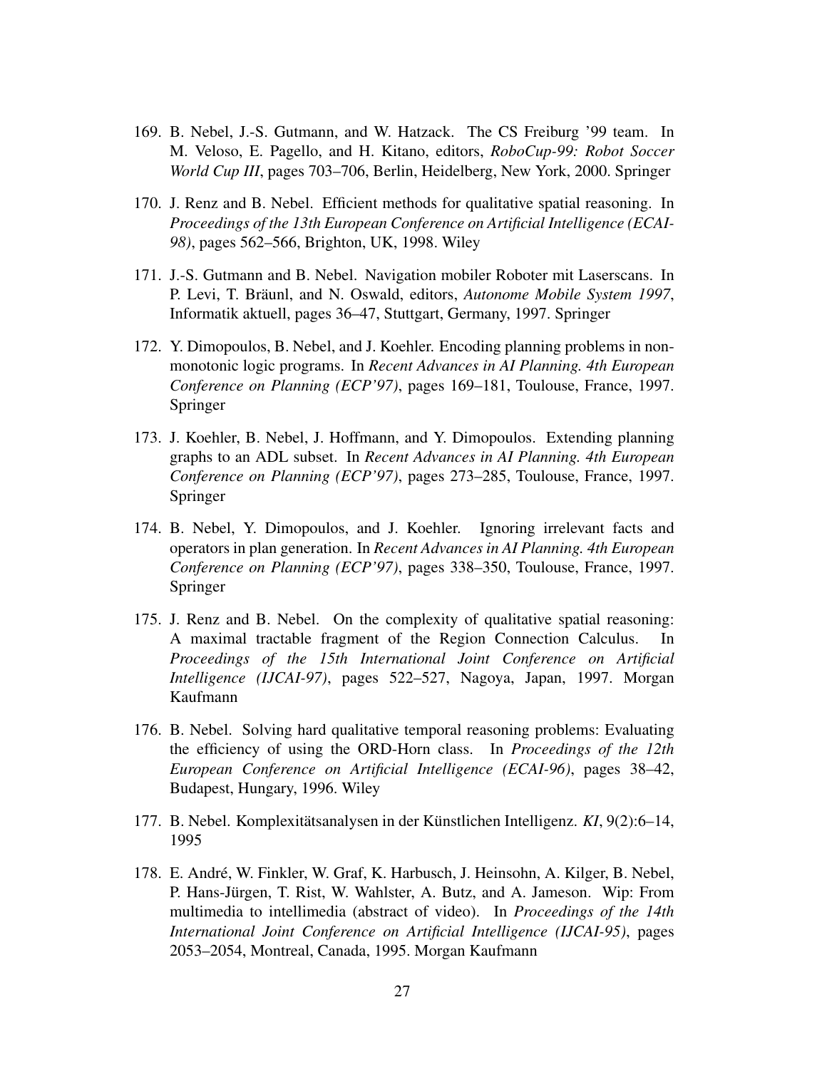169. B. Nebel, J.-S. Gutmann, and W. Hatzack. The CS Freiburg '99 team. In M. Veloso, E. Pagello, and H. Kitano, editors, *RoboCup-99: Robot Soccer World Cup III*, pages 703–706, Berlin, Heidelberg, New York, 2000. Springer

170. J. Renz and B. Nebel. Efficient methods for qualitative spatial reasoning. In *Proceedings of the 13th European Conference on Artificial Intelligence (ECAI-98)*, pages 562–566, Brighton, UK, 1998. Wiley

171. J.-S. Gutmann and B. Nebel. Navigation mobiler Roboter mit Laserscans. In P. Levi, T. Bräunl, and N. Oswald, editors, *Autonome Mobile System 1997*, Informatik aktuell, pages 36–47, Stuttgart, Germany, 1997. Springer

172. Y. Dimopoulos, B. Nebel, and J. Koehler. Encoding planning problems in non-monotonic logic programs. In *Recent Advances in AI Planning. 4th European Conference on Planning (ECP'97)*, pages 169–181, Toulouse, France, 1997. Springer

173. J. Koehler, B. Nebel, J. Hoffmann, and Y. Dimopoulos. Extending planning graphs to an ADL subset. In *Recent Advances in AI Planning. 4th European Conference on Planning (ECP'97)*, pages 273–285, Toulouse, France, 1997. Springer

174. B. Nebel, Y. Dimopoulos, and J. Koehler. Ignoring irrelevant facts and operators in plan generation. In *Recent Advances in AI Planning. 4th European Conference on Planning (ECP'97)*, pages 338–350, Toulouse, France, 1997. Springer

175. J. Renz and B. Nebel. On the complexity of qualitative spatial reasoning: A maximal tractable fragment of the Region Connection Calculus. In *Proceedings of the 15th International Joint Conference on Artificial Intelligence (IJCAI-97)*, pages 522–527, Nagoya, Japan, 1997. Morgan Kaufmann

176. B. Nebel. Solving hard qualitative temporal reasoning problems: Evaluating the efficiency of using the ORD-Horn class. In *Proceedings of the 12th European Conference on Artificial Intelligence (ECAI-96)*, pages 38–42, Budapest, Hungary, 1996. Wiley

177. B. Nebel. Komplexitätsanalysen in der Künstlichen Intelligenz. *KI*, 9(2):6–14, 1995

178. E. André, W. Finkler, W. Graf, K. Harbusch, J. Heinsohn, A. Kilger, B. Nebel, P. Hans-Jürgen, T. Rist, W. Wahlster, A. Butz, and A. Jameson. Wip: From multimedia to intellimedia (abstract of video). In *Proceedings of the 14th International Joint Conference on Artificial Intelligence (IJCAI-95)*, pages 2053–2054, Montreal, Canada, 1995. Morgan Kaufmann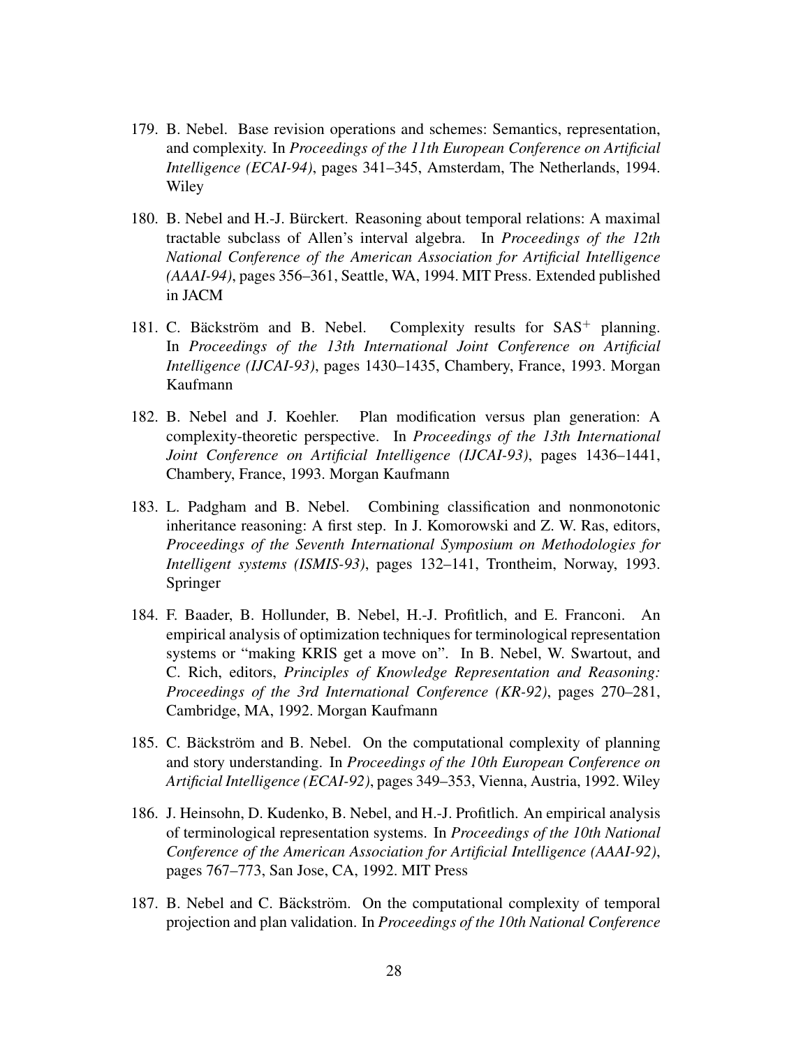179. B. Nebel. Base revision operations and schemes: Semantics, representation, and complexity. In *Proceedings of the 11th European Conference on Artificial Intelligence (ECAI-94)*, pages 341–345, Amsterdam, The Netherlands, 1994. Wiley

180. B. Nebel and H.-J. Bürckert. Reasoning about temporal relations: A maximal tractable subclass of Allen's interval algebra. In *Proceedings of the 12th National Conference of the American Association for Artificial Intelligence (AAAI-94)*, pages 356–361, Seattle, WA, 1994. MIT Press. Extended published in JACM

181. C. Bäckström and B. Nebel. Complexity results for $SAS^+$ planning. In *Proceedings of the 13th International Joint Conference on Artificial Intelligence (IJCAI-93)*, pages 1430–1435, Chambery, France, 1993. Morgan Kaufmann

182. B. Nebel and J. Koehler. Plan modification versus plan generation: A complexity-theoretic perspective. In *Proceedings of the 13th International Joint Conference on Artificial Intelligence (IJCAI-93)*, pages 1436–1441, Chambery, France, 1993. Morgan Kaufmann

183. L. Padgham and B. Nebel. Combining classification and nonmonotonic inheritance reasoning: A first step. In J. Komorowski and Z. W. Ras, editors, *Proceedings of the Seventh International Symposium on Methodologies for Intelligent systems (ISMIS-93)*, pages 132–141, Trontheim, Norway, 1993. Springer

184. F. Baader, B. Hollunder, B. Nebel, H.-J. Profitlich, and E. Franconi. An empirical analysis of optimization techniques for terminological representation systems or "making KRIS get a move on". In B. Nebel, W. Swartout, and C. Rich, editors, *Principles of Knowledge Representation and Reasoning: Proceedings of the 3rd International Conference (KR-92)*, pages 270–281, Cambridge, MA, 1992. Morgan Kaufmann

185. C. Bäckström and B. Nebel. On the computational complexity of planning and story understanding. In *Proceedings of the 10th European Conference on Artificial Intelligence (ECAI-92)*, pages 349–353, Vienna, Austria, 1992. Wiley

186. J. Heinsohn, D. Kudenko, B. Nebel, and H.-J. Profitlich. An empirical analysis of terminological representation systems. In *Proceedings of the 10th National Conference of the American Association for Artificial Intelligence (AAAI-92)*, pages 767–773, San Jose, CA, 1992. MIT Press

187. B. Nebel and C. Bäckström. On the computational complexity of temporal projection and plan validation. In *Proceedings of the 10th National Conference*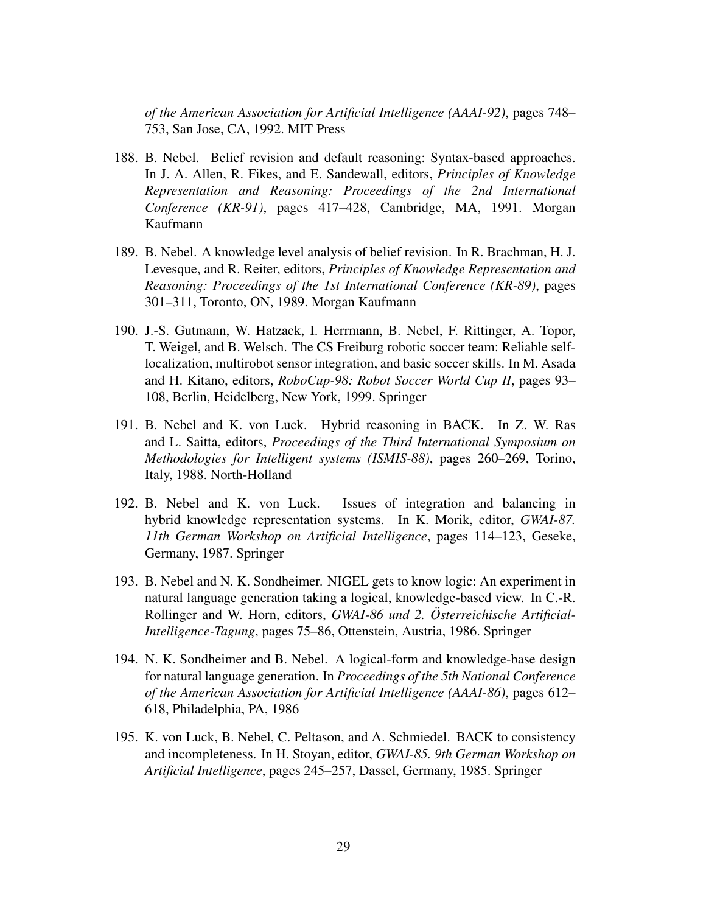*of the American Association for Artificial Intelligence (AAAI-92)*, pages 748–753, San Jose, CA, 1992. MIT Press

188. B. Nebel. Belief revision and default reasoning: Syntax-based approaches. In J. A. Allen, R. Fikes, and E. Sandewall, editors, *Principles of Knowledge Representation and Reasoning: Proceedings of the 2nd International Conference (KR-91)*, pages 417–428, Cambridge, MA, 1991. Morgan Kaufmann

189. B. Nebel. A knowledge level analysis of belief revision. In R. Brachman, H. J. Levesque, and R. Reiter, editors, *Principles of Knowledge Representation and Reasoning: Proceedings of the 1st International Conference (KR-89)*, pages 301–311, Toronto, ON, 1989. Morgan Kaufmann

190. J.-S. Gutmann, W. Hatzack, I. Herrmann, B. Nebel, F. Rittinger, A. Topor, T. Weigel, and B. Welsch. The CS Freiburg robotic soccer team: Reliable self-localization, multirobot sensor integration, and basic soccer skills. In M. Asada and H. Kitano, editors, *RoboCup-98: Robot Soccer World Cup II*, pages 93–108, Berlin, Heidelberg, New York, 1999. Springer

191. B. Nebel and K. von Luck. Hybrid reasoning in BACK. In Z. W. Ras and L. Saitta, editors, *Proceedings of the Third International Symposium on Methodologies for Intelligent systems (ISMIS-88)*, pages 260–269, Torino, Italy, 1988. North-Holland

192. B. Nebel and K. von Luck. Issues of integration and balancing in hybrid knowledge representation systems. In K. Morik, editor, *GWAI-87. 11th German Workshop on Artificial Intelligence*, pages 114–123, Geseke, Germany, 1987. Springer

193. B. Nebel and N. K. Sondheimer. NIGEL gets to know logic: An experiment in natural language generation taking a logical, knowledge-based view. In C.-R. Rollinger and W. Horn, editors, *GWAI-86 und 2. Österreichische Artificial-Intelligence-Tagung*, pages 75–86, Ottenstein, Austria, 1986. Springer

194. N. K. Sondheimer and B. Nebel. A logical-form and knowledge-base design for natural language generation. In *Proceedings of the 5th National Conference of the American Association for Artificial Intelligence (AAAI-86)*, pages 612–618, Philadelphia, PA, 1986

195. K. von Luck, B. Nebel, C. Peltason, and A. Schmiedel. BACK to consistency and incompleteness. In H. Stoyan, editor, *GWAI-85. 9th German Workshop on Artificial Intelligence*, pages 245–257, Dassel, Germany, 1985. Springer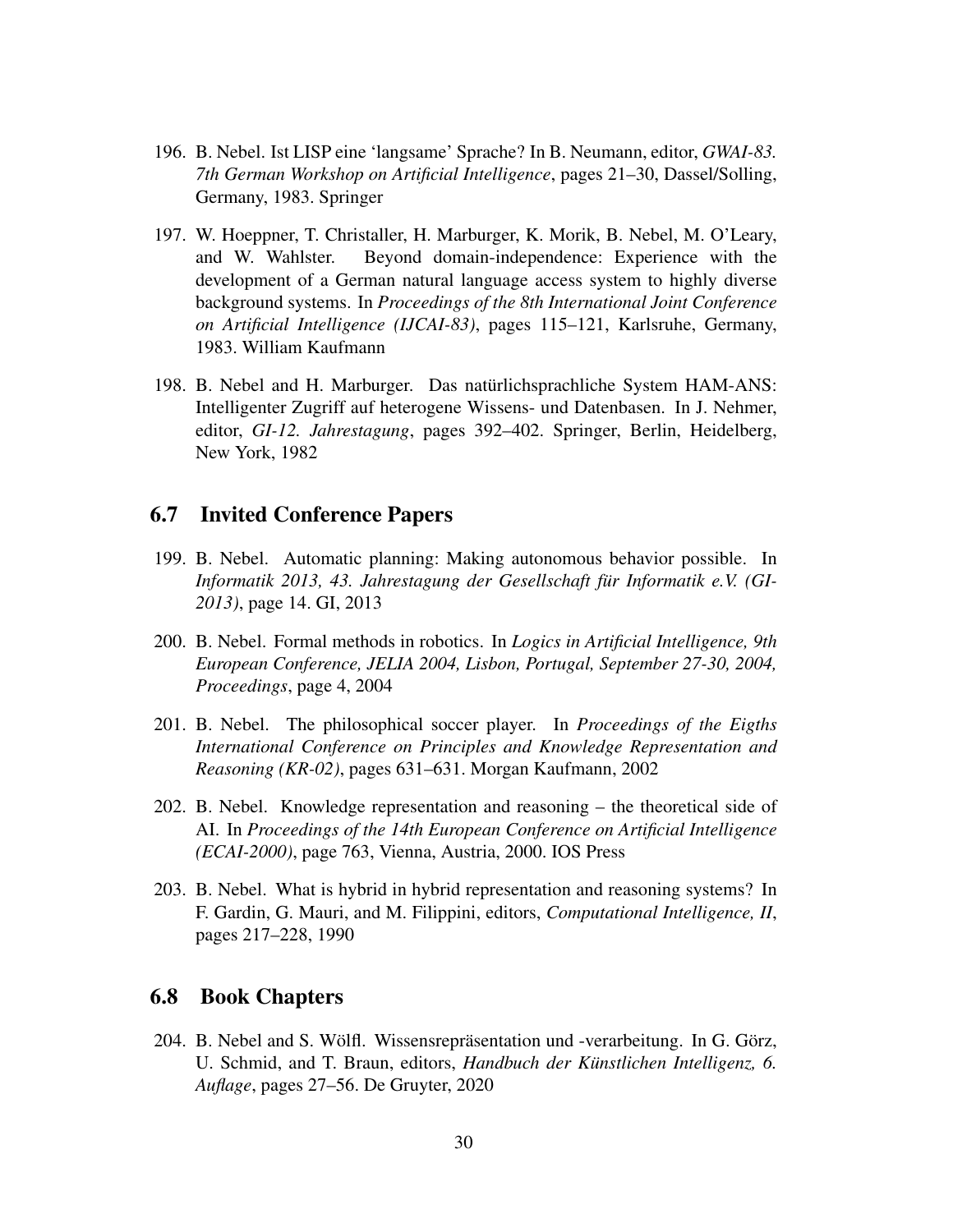196. B. Nebel. Ist LISP eine 'langsame' Sprache? In B. Neumann, editor, *GWAI-83. 7th German Workshop on Artificial Intelligence*, pages 21–30, Dassel/Solling, Germany, 1983. Springer

197. W. Hoeppner, T. Christaller, H. Marburger, K. Morik, B. Nebel, M. O'Leary, and W. Wahlster. Beyond domain-independence: Experience with the development of a German natural language access system to highly diverse background systems. In *Proceedings of the 8th International Joint Conference on Artificial Intelligence (IJCAI-83)*, pages 115–121, Karlsruhe, Germany, 1983. William Kaufmann

198. B. Nebel and H. Marburger. Das natürlichsprachliche System HAM-ANS: Intelligenter Zugriff auf heterogene Wissens- und Datenbasen. In J. Nehmer, editor, *GI-12. Jahrestagung*, pages 392–402. Springer, Berlin, Heidelberg, New York, 1982

## 6.7 Invited Conference Papers

199. B. Nebel. Automatic planning: Making autonomous behavior possible. In *Informatik 2013, 43. Jahrestagung der Gesellschaft für Informatik e.V. (GI-2013)*, page 14. GI, 2013

200. B. Nebel. Formal methods in robotics. In *Logics in Artificial Intelligence, 9th European Conference, JELIA 2004, Lisbon, Portugal, September 27-30, 2004, Proceedings*, page 4, 2004

201. B. Nebel. The philosophical soccer player. In *Proceedings of the Eigths International Conference on Principles and Knowledge Representation and Reasoning (KR-02)*, pages 631–631. Morgan Kaufmann, 2002

202. B. Nebel. Knowledge representation and reasoning – the theoretical side of AI. In *Proceedings of the 14th European Conference on Artificial Intelligence (ECAI-2000)*, page 763, Vienna, Austria, 2000. IOS Press

203. B. Nebel. What is hybrid in hybrid representation and reasoning systems? In F. Gardin, G. Mauri, and M. Filippini, editors, *Computational Intelligence, II*, pages 217–228, 1990

## 6.8 Book Chapters

204. B. Nebel and S. Wölfl. Wissensrepräsentation und -verarbeitung. In G. Görz, U. Schmid, and T. Braun, editors, *Handbuch der Künstlichen Intelligenz, 6. Auflage*, pages 27–56. De Gruyter, 2020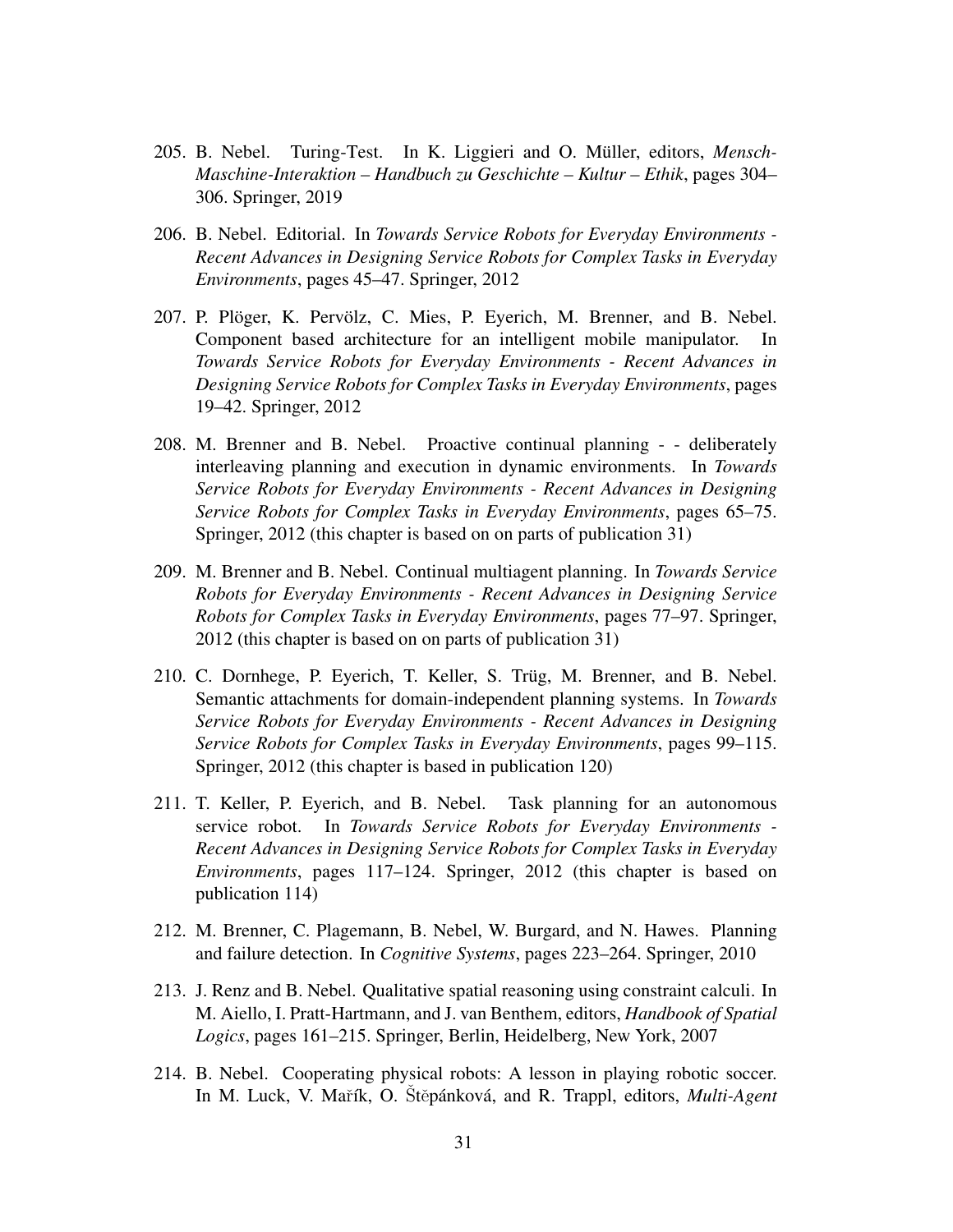205. B. Nebel. Turing-Test. In K. Liggieri and O. Müller, editors, *Mensch-Maschine-Interaktion – Handbuch zu Geschichte – Kultur – Ethik*, pages 304–306. Springer, 2019

206. B. Nebel. Editorial. In *Towards Service Robots for Everyday Environments - Recent Advances in Designing Service Robots for Complex Tasks in Everyday Environments*, pages 45–47. Springer, 2012

207. P. Plöger, K. Pervölz, C. Mies, P. Eyerich, M. Brenner, and B. Nebel. Component based architecture for an intelligent mobile manipulator. In *Towards Service Robots for Everyday Environments - Recent Advances in Designing Service Robots for Complex Tasks in Everyday Environments*, pages 19–42. Springer, 2012

208. M. Brenner and B. Nebel. Proactive continual planning - - deliberately interleaving planning and execution in dynamic environments. In *Towards Service Robots for Everyday Environments - Recent Advances in Designing Service Robots for Complex Tasks in Everyday Environments*, pages 65–75. Springer, 2012 (this chapter is based on on parts of publication 31)

209. M. Brenner and B. Nebel. Continual multiagent planning. In *Towards Service Robots for Everyday Environments - Recent Advances in Designing Service Robots for Complex Tasks in Everyday Environments*, pages 77–97. Springer, 2012 (this chapter is based on on parts of publication 31)

210. C. Dornhege, P. Eyerich, T. Keller, S. Trüg, M. Brenner, and B. Nebel. Semantic attachments for domain-independent planning systems. In *Towards Service Robots for Everyday Environments - Recent Advances in Designing Service Robots for Complex Tasks in Everyday Environments*, pages 99–115. Springer, 2012 (this chapter is based in publication 120)

211. T. Keller, P. Eyerich, and B. Nebel. Task planning for an autonomous service robot. In *Towards Service Robots for Everyday Environments - Recent Advances in Designing Service Robots for Complex Tasks in Everyday Environments*, pages 117–124. Springer, 2012 (this chapter is based on publication 114)

212. M. Brenner, C. Plagemann, B. Nebel, W. Burgard, and N. Hawes. Planning and failure detection. In *Cognitive Systems*, pages 223–264. Springer, 2010

213. J. Renz and B. Nebel. Qualitative spatial reasoning using constraint calculi. In M. Aiello, I. Pratt-Hartmann, and J. van Benthem, editors, *Handbook of Spatial Logics*, pages 161–215. Springer, Berlin, Heidelberg, New York, 2007

214. B. Nebel. Cooperating physical robots: A lesson in playing robotic soccer. In M. Luck, V. Mařík, O. Štěpánková, and R. Trappl, editors, *Multi-Agent*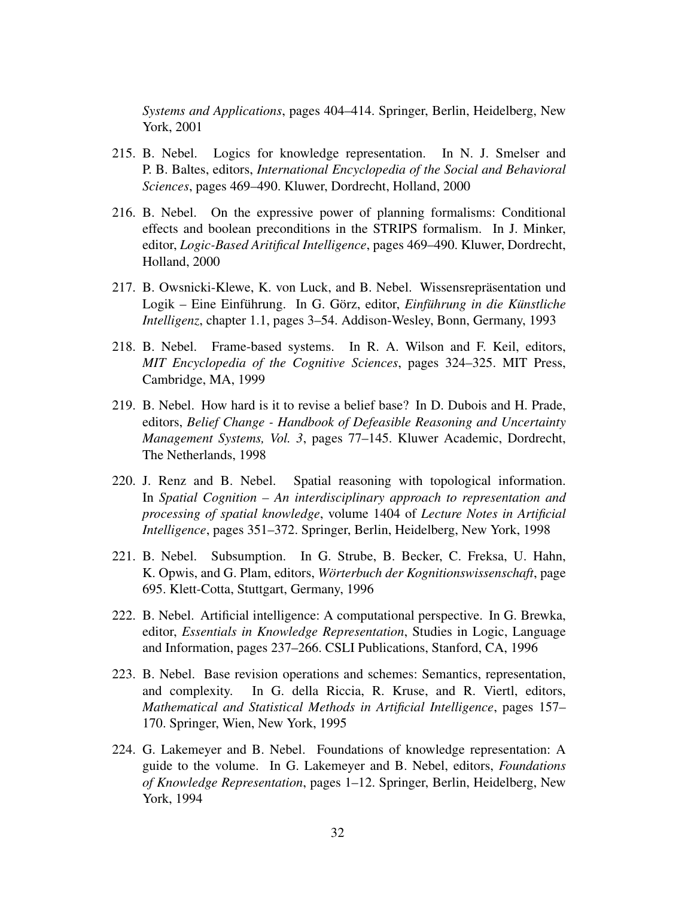*Systems and Applications*, pages 404–414. Springer, Berlin, Heidelberg, New York, 2001

215. B. Nebel. Logics for knowledge representation. In N. J. Smelser and P. B. Baltes, editors, *International Encyclopedia of the Social and Behavioral Sciences*, pages 469–490. Kluwer, Dordrecht, Holland, 2000

216. B. Nebel. On the expressive power of planning formalisms: Conditional effects and boolean preconditions in the STRIPS formalism. In J. Minker, editor, *Logic-Based Aritifical Intelligence*, pages 469–490. Kluwer, Dordrecht, Holland, 2000

217. B. Owsnicki-Klewe, K. von Luck, and B. Nebel. Wissensrepräsentation und Logik – Eine Einführung. In G. Görz, editor, *Einführung in die Künstliche Intelligenz*, chapter 1.1, pages 3–54. Addison-Wesley, Bonn, Germany, 1993

218. B. Nebel. Frame-based systems. In R. A. Wilson and F. Keil, editors, *MIT Encyclopedia of the Cognitive Sciences*, pages 324–325. MIT Press, Cambridge, MA, 1999

219. B. Nebel. How hard is it to revise a belief base? In D. Dubois and H. Prade, editors, *Belief Change - Handbook of Defeasible Reasoning and Uncertainty Management Systems, Vol. 3*, pages 77–145. Kluwer Academic, Dordrecht, The Netherlands, 1998

220. J. Renz and B. Nebel. Spatial reasoning with topological information. In *Spatial Cognition – An interdisciplinary approach to representation and processing of spatial knowledge*, volume 1404 of *Lecture Notes in Artificial Intelligence*, pages 351–372. Springer, Berlin, Heidelberg, New York, 1998

221. B. Nebel. Subsumption. In G. Strube, B. Becker, C. Freksa, U. Hahn, K. Opwis, and G. Plam, editors, *Wörterbuch der Kognitionswissenschaft*, page 695. Klett-Cotta, Stuttgart, Germany, 1996

222. B. Nebel. Artificial intelligence: A computational perspective. In G. Brewka, editor, *Essentials in Knowledge Representation*, Studies in Logic, Language and Information, pages 237–266. CSLI Publications, Stanford, CA, 1996

223. B. Nebel. Base revision operations and schemes: Semantics, representation, and complexity. In G. della Riccia, R. Kruse, and R. Viertl, editors, *Mathematical and Statistical Methods in Artificial Intelligence*, pages 157–170. Springer, Wien, New York, 1995

224. G. Lakemeyer and B. Nebel. Foundations of knowledge representation: A guide to the volume. In G. Lakemeyer and B. Nebel, editors, *Foundations of Knowledge Representation*, pages 1–12. Springer, Berlin, Heidelberg, New York, 1994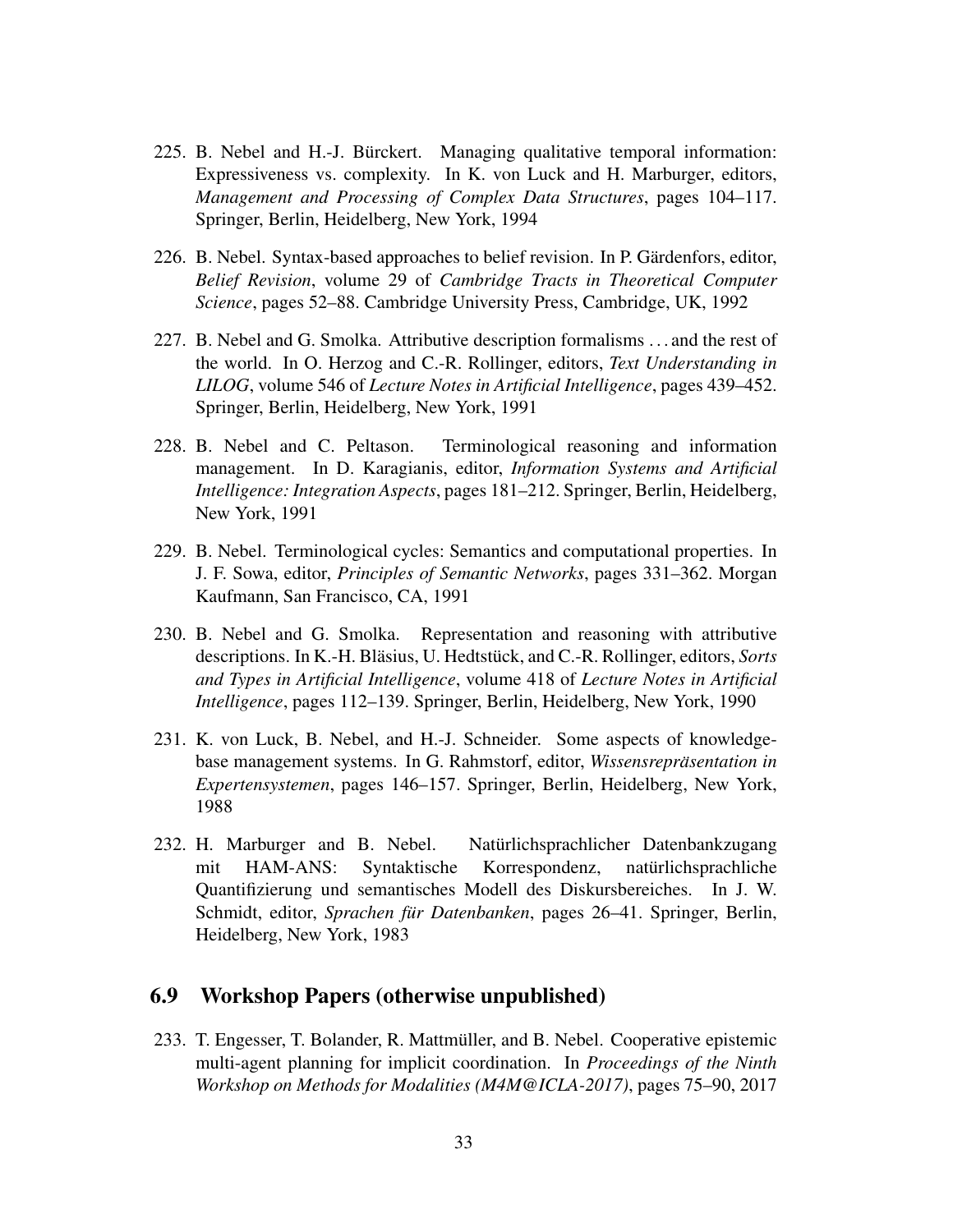225. B. Nebel and H.-J. Bürckert. Managing qualitative temporal information: Expressiveness vs. complexity. In K. von Luck and H. Marburger, editors, *Management and Processing of Complex Data Structures*, pages 104–117. Springer, Berlin, Heidelberg, New York, 1994

226. B. Nebel. Syntax-based approaches to belief revision. In P. Gärdenfors, editor, *Belief Revision*, volume 29 of *Cambridge Tracts in Theoretical Computer Science*, pages 52–88. Cambridge University Press, Cambridge, UK, 1992

227. B. Nebel and G. Smolka. Attributive description formalisms . . . and the rest of the world. In O. Herzog and C.-R. Rollinger, editors, *Text Understanding in LILOG*, volume 546 of *Lecture Notes in Artificial Intelligence*, pages 439–452. Springer, Berlin, Heidelberg, New York, 1991

228. B. Nebel and C. Peltason. Terminological reasoning and information management. In D. Karagianis, editor, *Information Systems and Artificial Intelligence: Integration Aspects*, pages 181–212. Springer, Berlin, Heidelberg, New York, 1991

229. B. Nebel. Terminological cycles: Semantics and computational properties. In J. F. Sowa, editor, *Principles of Semantic Networks*, pages 331–362. Morgan Kaufmann, San Francisco, CA, 1991

230. B. Nebel and G. Smolka. Representation and reasoning with attributive descriptions. In K.-H. Bläsius, U. Hedtstück, and C.-R. Rollinger, editors, *Sorts and Types in Artificial Intelligence*, volume 418 of *Lecture Notes in Artificial Intelligence*, pages 112–139. Springer, Berlin, Heidelberg, New York, 1990

231. K. von Luck, B. Nebel, and H.-J. Schneider. Some aspects of knowledge-base management systems. In G. Rahmstorf, editor, *Wissensrepräsentation in Expertensystemen*, pages 146–157. Springer, Berlin, Heidelberg, New York, 1988

232. H. Marburger and B. Nebel. Natürlichsprachlicher Datenbankzugang mit HAM-ANS: Syntaktische Korrespondenz, natürlichsprachliche Quantifizierung und semantisches Modell des Diskursbereiches. In J. W. Schmidt, editor, *Sprachen für Datenbanken*, pages 26–41. Springer, Berlin, Heidelberg, New York, 1983

## 6.9 Workshop Papers (otherwise unpublished)

233. T. Engesser, T. Bolander, R. Mattmüller, and B. Nebel. Cooperative epistemic multi-agent planning for implicit coordination. In *Proceedings of the Ninth Workshop on Methods for Modalities (M4M@ICLA-2017)*, pages 75–90, 2017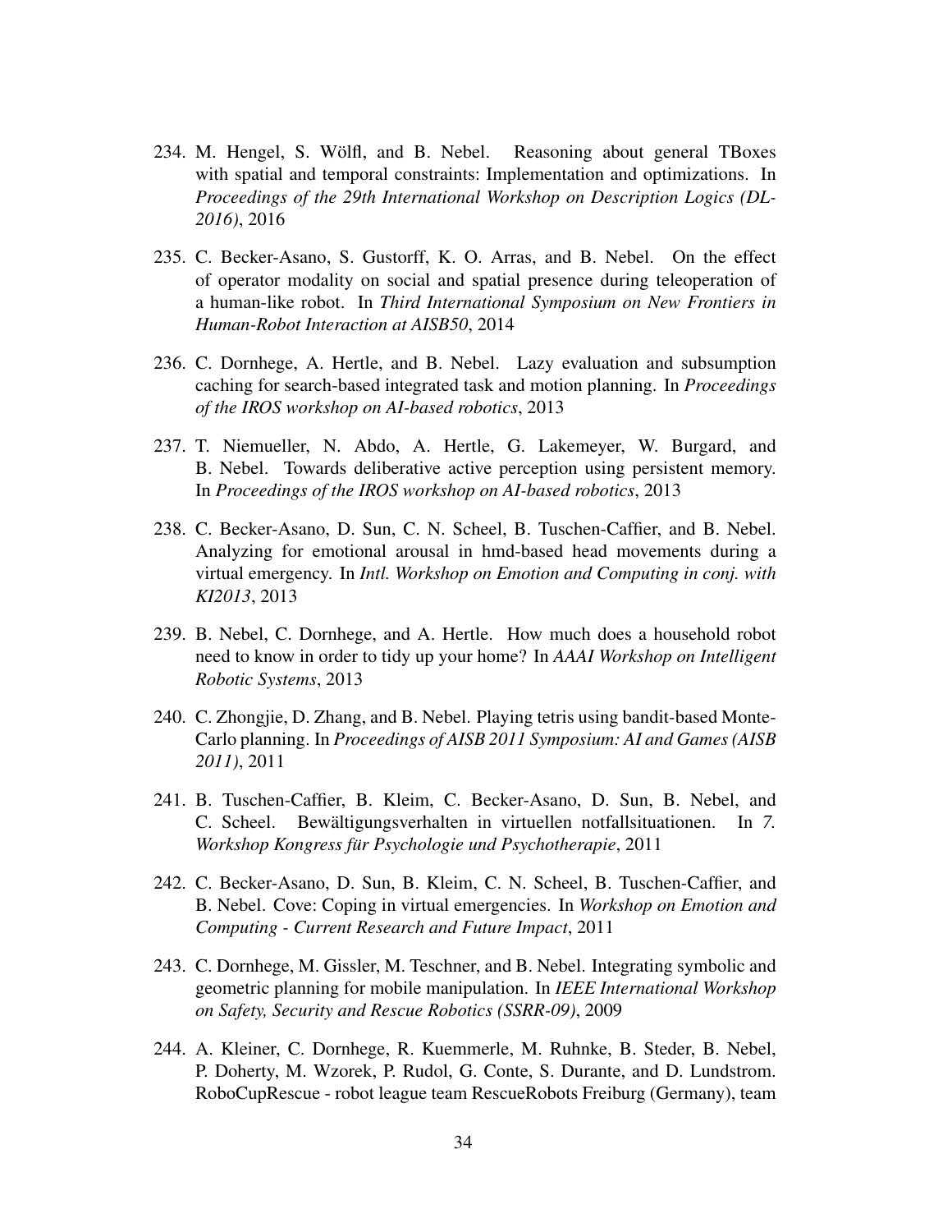234. M. Hengel, S. Wölfl, and B. Nebel. Reasoning about general TBoxes with spatial and temporal constraints: Implementation and optimizations. In *Proceedings of the 29th International Workshop on Description Logics (DL-2016)*, 2016

235. C. Becker-Asano, S. Gustorff, K. O. Arras, and B. Nebel. On the effect of operator modality on social and spatial presence during teleoperation of a human-like robot. In *Third International Symposium on New Frontiers in Human-Robot Interaction at AISB50*, 2014

236. C. Dornhege, A. Hertle, and B. Nebel. Lazy evaluation and subsumption caching for search-based integrated task and motion planning. In *Proceedings of the IROS workshop on AI-based robotics*, 2013

237. T. Niemueller, N. Abdo, A. Hertle, G. Lakemeyer, W. Burgard, and B. Nebel. Towards deliberative active perception using persistent memory. In *Proceedings of the IROS workshop on AI-based robotics*, 2013

238. C. Becker-Asano, D. Sun, C. N. Scheel, B. Tuschen-Caffier, and B. Nebel. Analyzing for emotional arousal in hmd-based head movements during a virtual emergency. In *Intl. Workshop on Emotion and Computing in conj. with KI2013*, 2013

239. B. Nebel, C. Dornhege, and A. Hertle. How much does a household robot need to know in order to tidy up your home? In *AAAI Workshop on Intelligent Robotic Systems*, 2013

240. C. Zhongjie, D. Zhang, and B. Nebel. Playing tetris using bandit-based Monte-Carlo planning. In *Proceedings of AISB 2011 Symposium: AI and Games (AISB 2011)*, 2011

241. B. Tuschen-Caffier, B. Kleim, C. Becker-Asano, D. Sun, B. Nebel, and C. Scheel. Bewältigungsverhalten in virtuellen notfallsituationen. In *7. Workshop Kongress für Psychologie und Psychotherapie*, 2011

242. C. Becker-Asano, D. Sun, B. Kleim, C. N. Scheel, B. Tuschen-Caffier, and B. Nebel. Cove: Coping in virtual emergencies. In *Workshop on Emotion and Computing - Current Research and Future Impact*, 2011

243. C. Dornhege, M. Gissler, M. Teschner, and B. Nebel. Integrating symbolic and geometric planning for mobile manipulation. In *IEEE International Workshop on Safety, Security and Rescue Robotics (SSRR-09)*, 2009

244. A. Kleiner, C. Dornhege, R. Kuemmerle, M. Ruhnke, B. Steder, B. Nebel, P. Doherty, M. Wzorek, P. Rudol, G. Conte, S. Durante, and D. Lundstrom. RoboCupRescue - robot league team RescueRobots Freiburg (Germany), team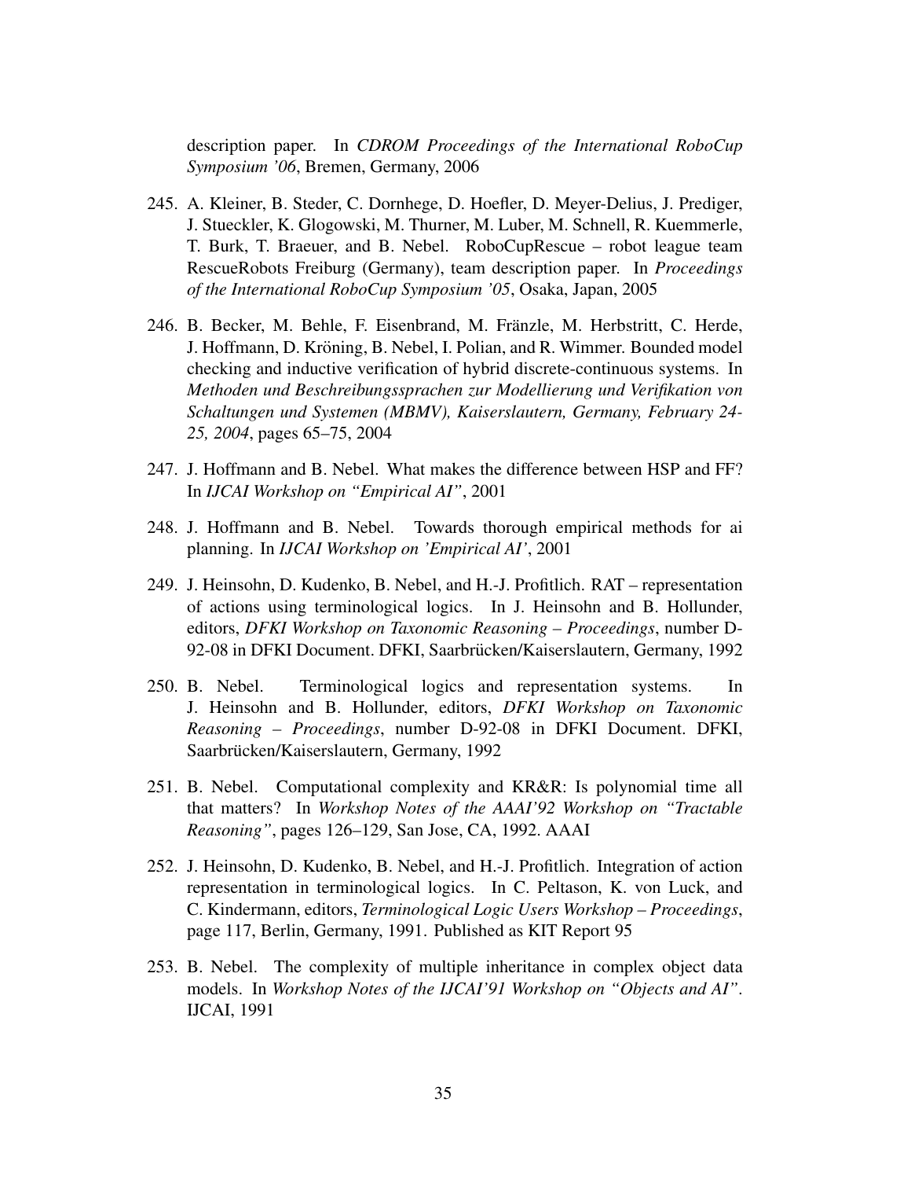description paper. In *CDROM Proceedings of the International RoboCup Symposium '06*, Bremen, Germany, 2006

245. A. Kleiner, B. Steder, C. Dornhege, D. Hoefler, D. Meyer-Delius, J. Prediger, J. Stueckler, K. Glogowski, M. Thurner, M. Luber, M. Schnell, R. Kuemmerle, T. Burk, T. Braeuer, and B. Nebel. RoboCupRescue – robot league team RescueRobots Freiburg (Germany), team description paper. In *Proceedings of the International RoboCup Symposium '05*, Osaka, Japan, 2005

246. B. Becker, M. Behle, F. Eisenbrand, M. Fränzle, M. Herbstritt, C. Herde, J. Hoffmann, D. Kröning, B. Nebel, I. Polian, and R. Wimmer. Bounded model checking and inductive verification of hybrid discrete-continuous systems. In *Methoden und Beschreibungssprachen zur Modellierung und Verifikation von Schaltungen und Systemen (MBMV), Kaiserslautern, Germany, February 24-25, 2004*, pages 65–75, 2004

247. J. Hoffmann and B. Nebel. What makes the difference between HSP and FF? In *IJCAI Workshop on "Empirical AI"*, 2001

248. J. Hoffmann and B. Nebel. Towards thorough empirical methods for ai planning. In *IJCAI Workshop on 'Empirical AI'*, 2001

249. J. Heinsohn, D. Kudenko, B. Nebel, and H.-J. Profitlich. RAT – representation of actions using terminological logics. In J. Heinsohn and B. Hollunder, editors, *DFKI Workshop on Taxonomic Reasoning – Proceedings*, number D-92-08 in DFKI Document. DFKI, Saarbrücken/Kaiserslautern, Germany, 1992

250. B. Nebel. Terminological logics and representation systems. In J. Heinsohn and B. Hollunder, editors, *DFKI Workshop on Taxonomic Reasoning – Proceedings*, number D-92-08 in DFKI Document. DFKI, Saarbrücken/Kaiserslautern, Germany, 1992

251. B. Nebel. Computational complexity and KR&R: Is polynomial time all that matters? In *Workshop Notes of the AAAI'92 Workshop on "Tractable Reasoning"*, pages 126–129, San Jose, CA, 1992. AAAI

252. J. Heinsohn, D. Kudenko, B. Nebel, and H.-J. Profitlich. Integration of action representation in terminological logics. In C. Peltason, K. von Luck, and C. Kindermann, editors, *Terminological Logic Users Workshop – Proceedings*, page 117, Berlin, Germany, 1991. Published as KIT Report 95

253. B. Nebel. The complexity of multiple inheritance in complex object data models. In *Workshop Notes of the IJCAI'91 Workshop on "Objects and AI"*. IJCAI, 1991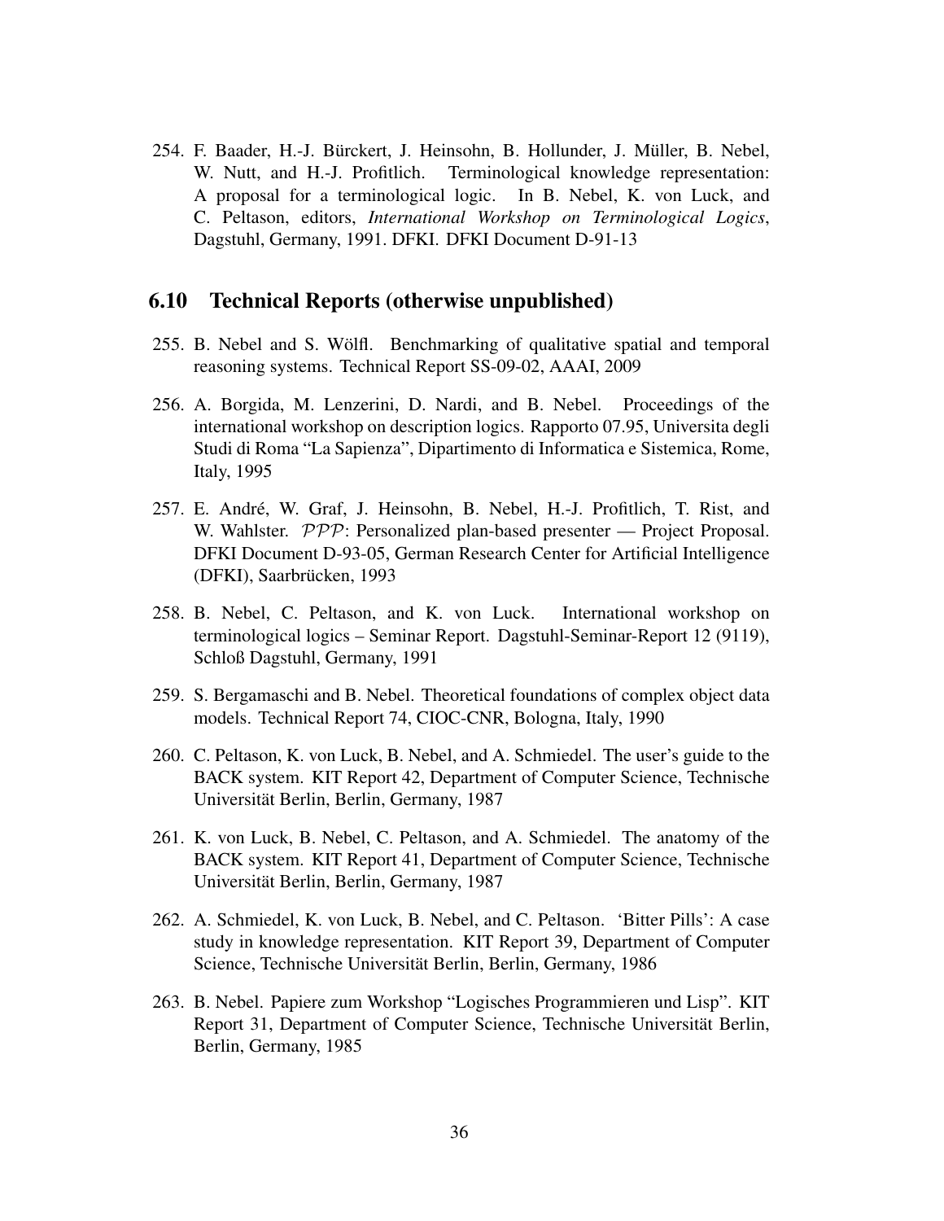254. F. Baader, H.-J. Bürckert, J. Heinsohn, B. Hollunder, J. Müller, B. Nebel, W. Nutt, and H.-J. Profitlich. Terminological knowledge representation: A proposal for a terminological logic. In B. Nebel, K. von Luck, and C. Peltason, editors, *International Workshop on Terminological Logics*, Dagstuhl, Germany, 1991. DFKI. DFKI Document D-91-13

### 6.10 Technical Reports (otherwise unpublished)

255. B. Nebel and S. Wölfl. Benchmarking of qualitative spatial and temporal reasoning systems. Technical Report SS-09-02, AAAI, 2009

256. A. Borgida, M. Lenzerini, D. Nardi, and B. Nebel. Proceedings of the international workshop on description logics. Rapporto 07.95, Universita degli Studi di Roma "La Sapienza", Dipartimento di Informatica e Sistemica, Rome, Italy, 1995

257. E. André, W. Graf, J. Heinsohn, B. Nebel, H.-J. Profitlich, T. Rist, and W. Wahlster. $\mathcal{PPP}$: Personalized plan-based presenter — Project Proposal. DFKI Document D-93-05, German Research Center for Artificial Intelligence (DFKI), Saarbrücken, 1993

258. B. Nebel, C. Peltason, and K. von Luck. International workshop on terminological logics – Seminar Report. Dagstuhl-Seminar-Report 12 (9119), Schloß Dagstuhl, Germany, 1991

259. S. Bergamaschi and B. Nebel. Theoretical foundations of complex object data models. Technical Report 74, CIOC-CNR, Bologna, Italy, 1990

260. C. Peltason, K. von Luck, B. Nebel, and A. Schmiedel. The user's guide to the BACK system. KIT Report 42, Department of Computer Science, Technische Universität Berlin, Berlin, Germany, 1987

261. K. von Luck, B. Nebel, C. Peltason, and A. Schmiedel. The anatomy of the BACK system. KIT Report 41, Department of Computer Science, Technische Universität Berlin, Berlin, Germany, 1987

262. A. Schmiedel, K. von Luck, B. Nebel, and C. Peltason. 'Bitter Pills': A case study in knowledge representation. KIT Report 39, Department of Computer Science, Technische Universität Berlin, Berlin, Germany, 1986

263. B. Nebel. Papiere zum Workshop "Logisches Programmieren und Lisp". KIT Report 31, Department of Computer Science, Technische Universität Berlin, Berlin, Germany, 1985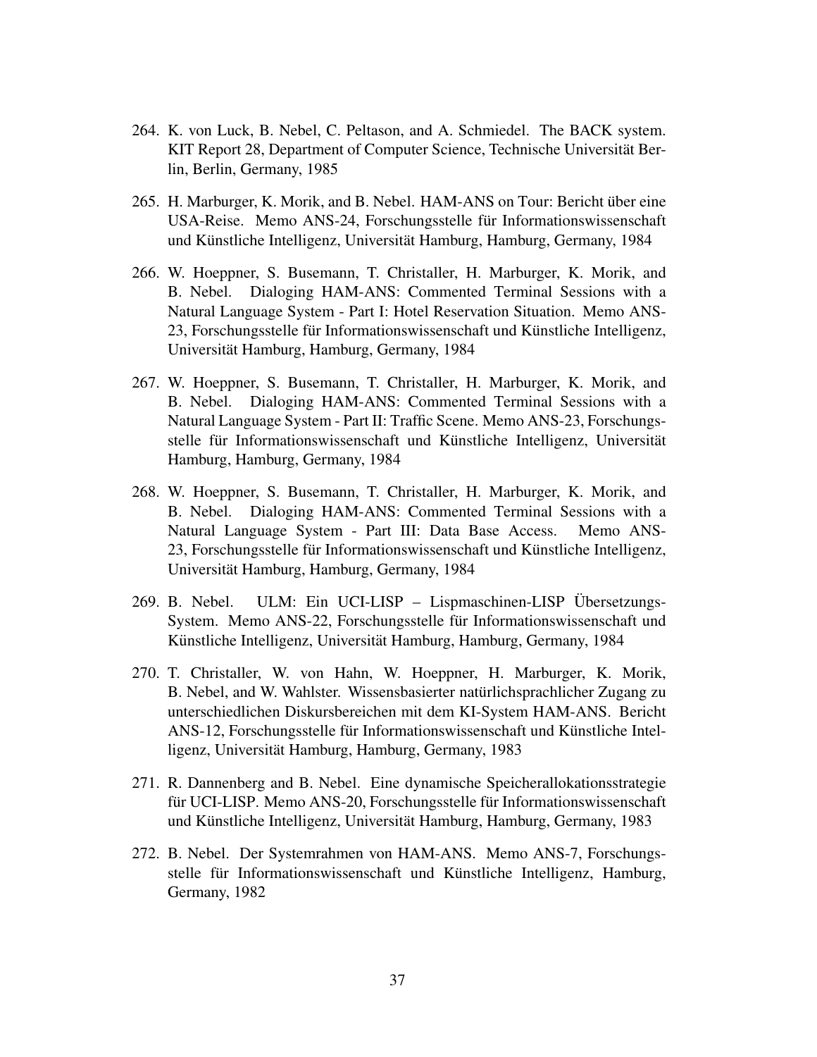264. K. von Luck, B. Nebel, C. Peltason, and A. Schmiedel. The BACK system. KIT Report 28, Department of Computer Science, Technische Universität Berlin, Berlin, Germany, 1985

265. H. Marburger, K. Morik, and B. Nebel. HAM-ANS on Tour: Bericht über eine USA-Reise. Memo ANS-24, Forschungsstelle für Informationswissenschaft und Künstliche Intelligenz, Universität Hamburg, Hamburg, Germany, 1984

266. W. Hoeppner, S. Busemann, T. Christaller, H. Marburger, K. Morik, and B. Nebel. Dialoging HAM-ANS: Commented Terminal Sessions with a Natural Language System - Part I: Hotel Reservation Situation. Memo ANS-23, Forschungsstelle für Informationswissenschaft und Künstliche Intelligenz, Universität Hamburg, Hamburg, Germany, 1984

267. W. Hoeppner, S. Busemann, T. Christaller, H. Marburger, K. Morik, and B. Nebel. Dialoging HAM-ANS: Commented Terminal Sessions with a Natural Language System - Part II: Traffic Scene. Memo ANS-23, Forschungsstelle für Informationswissenschaft und Künstliche Intelligenz, Universität Hamburg, Hamburg, Germany, 1984

268. W. Hoeppner, S. Busemann, T. Christaller, H. Marburger, K. Morik, and B. Nebel. Dialoging HAM-ANS: Commented Terminal Sessions with a Natural Language System - Part III: Data Base Access. Memo ANS-23, Forschungsstelle für Informationswissenschaft und Künstliche Intelligenz, Universität Hamburg, Hamburg, Germany, 1984

269. B. Nebel. ULM: Ein UCI-LISP – Lispmaschinen-LISP Übersetzungs-System. Memo ANS-22, Forschungsstelle für Informationswissenschaft und Künstliche Intelligenz, Universität Hamburg, Hamburg, Germany, 1984

270. T. Christaller, W. von Hahn, W. Hoeppner, H. Marburger, K. Morik, B. Nebel, and W. Wahlster. Wissensbasierter natürlichsprachlicher Zugang zu unterschiedlichen Diskursbereichen mit dem KI-System HAM-ANS. Bericht ANS-12, Forschungsstelle für Informationswissenschaft und Künstliche Intelligenz, Universität Hamburg, Hamburg, Germany, 1983

271. R. Dannenberg and B. Nebel. Eine dynamische Speicherallokationsstrategie für UCI-LISP. Memo ANS-20, Forschungsstelle für Informationswissenschaft und Künstliche Intelligenz, Universität Hamburg, Hamburg, Germany, 1983

272. B. Nebel. Der Systemrahmen von HAM-ANS. Memo ANS-7, Forschungsstelle für Informationswissenschaft und Künstliche Intelligenz, Hamburg, Germany, 1982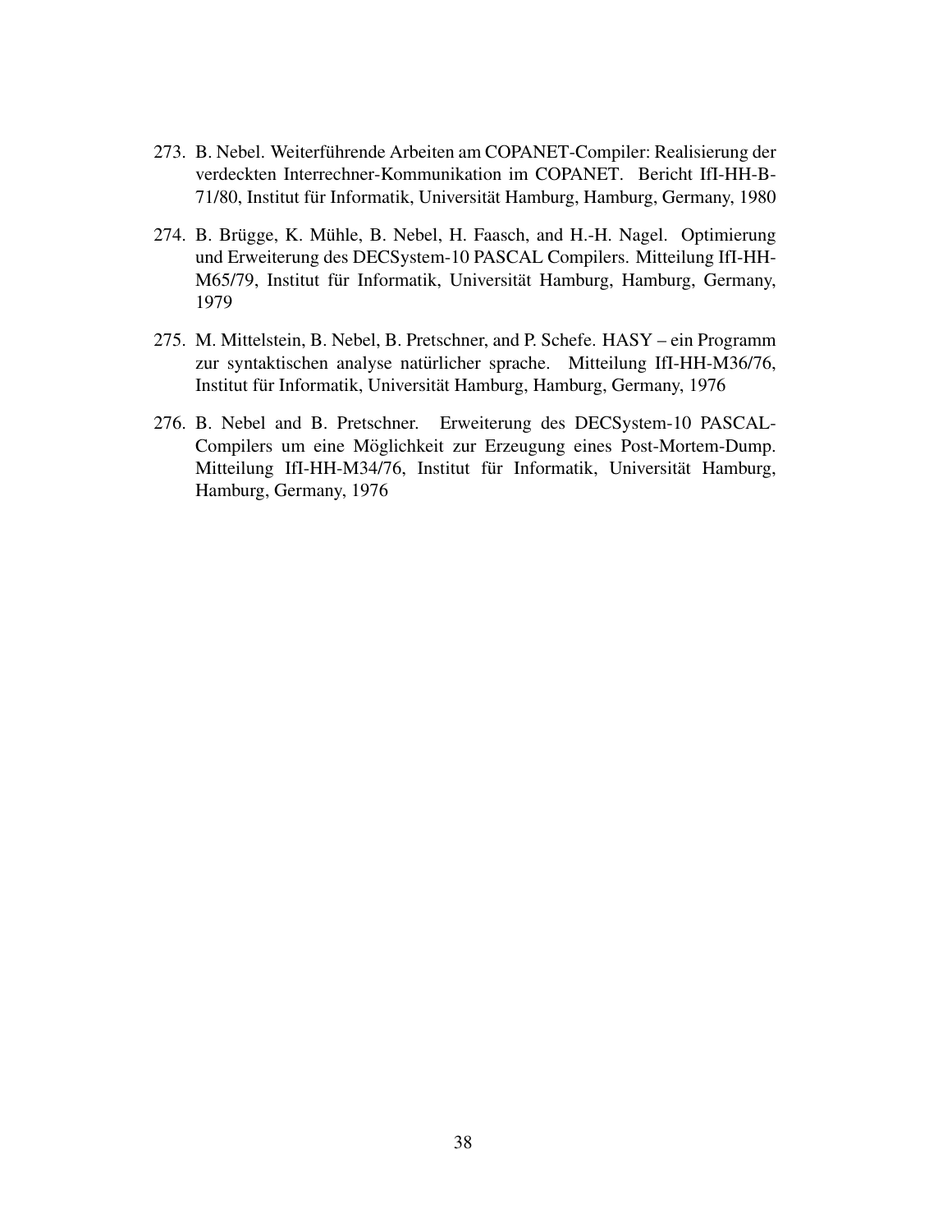273. B. Nebel. Weiterführende Arbeiten am COPANET-Compiler: Realisierung der verdeckten Interrechner-Kommunikation im COPANET. Bericht IfI-HH-B-71/80, Institut für Informatik, Universität Hamburg, Hamburg, Germany, 1980

274. B. Brügge, K. Mühle, B. Nebel, H. Faasch, and H.-H. Nagel. Optimierung und Erweiterung des DECSystem-10 PASCAL Compilers. Mitteilung IfI-HH-M65/79, Institut für Informatik, Universität Hamburg, Hamburg, Germany, 1979

275. M. Mittelstein, B. Nebel, B. Pretschner, and P. Schefe. HASY – ein Programm zur syntaktischen analyse natürlicher sprache. Mitteilung IfI-HH-M36/76, Institut für Informatik, Universität Hamburg, Hamburg, Germany, 1976

276. B. Nebel and B. Pretschner. Erweiterung des DECSystem-10 PASCAL-Compilers um eine Möglichkeit zur Erzeugung eines Post-Mortem-Dump. Mitteilung IfI-HH-M34/76, Institut für Informatik, Universität Hamburg, Hamburg, Germany, 1976